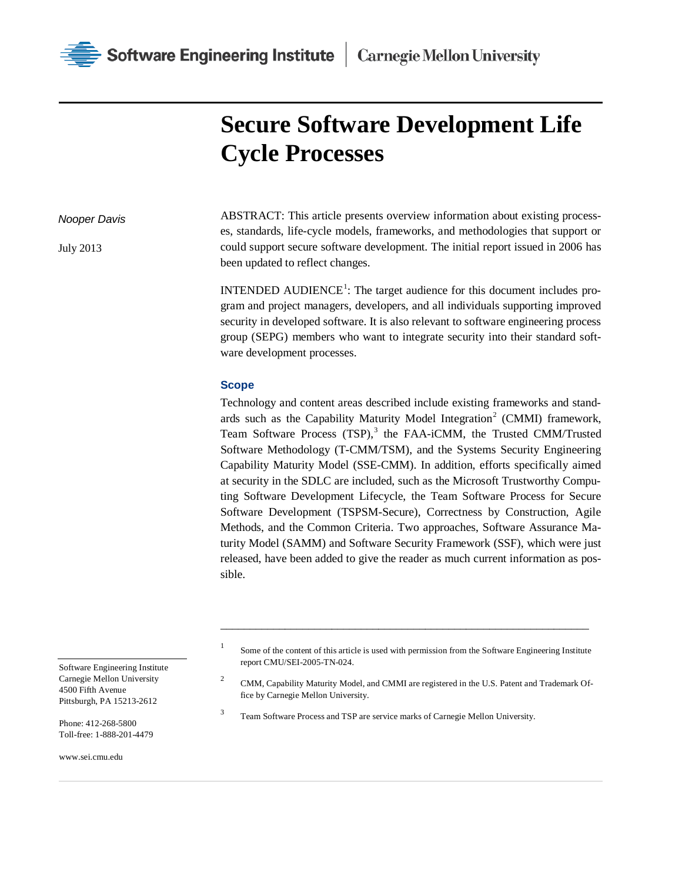# Secure Software Development Life Cycle Processes

*Nooper Davis*

July 2013

ABSTRACT: This article presents overview information about existing processes, standards, life-cycle models, frameworks, and methodologies that support or could support secure software development. The initial report issued in 2006 has been updated to reflect changes.

INTENDED AUDIENCE[1]: The target audience for this document includes program and project managers, developers, and all individuals supporting improved security in developed software. It is also relevant to software engineering process group (SEPG) members who want to integrate security into their standard software development processes.

### Scope

Technology and content areas described include existing frameworks and standards such as the Capability Maturity Model Integration[2] (CMMI) framework, Team Software Process (TSP),[3] the FAA-iCMM, the Trusted CMM/Trusted Software Methodology (T-CMM/TSM), and the Systems Security Engineering Capability Maturity Model (SSE-CMM). In addition, efforts specifically aimed at security in the SDLC are included, such as the Microsoft Trustworthy Computing Software Development Lifecycle, the Team Software Process for Secure Software Development (TSPSM-Secure), Correctness by Construction, Agile Methods, and the Common Criteria. Two approaches, Software Assurance Maturity Model (SAMM) and Software Security Framework (SSF), which were just released, have been added to give the reader as much current information as possible.

---

[1] Some of the content of this article is used with permission from the Software Engineering Institute report CMU/SEI-2005-TN-024.

[2] CMM, Capability Maturity Model, and CMMI are registered in the U.S. Patent and Trademark Office by Carnegie Mellon University.

[3] Team Software Process and TSP are service marks of Carnegie Mellon University.

Software Engineering Institute
Carnegie Mellon University
4500 Fifth Avenue
Pittsburgh, PA 15213-2612

Phone: 412-268-5800
Toll-free: 1-888-201-4479

www.sei.cmu.edu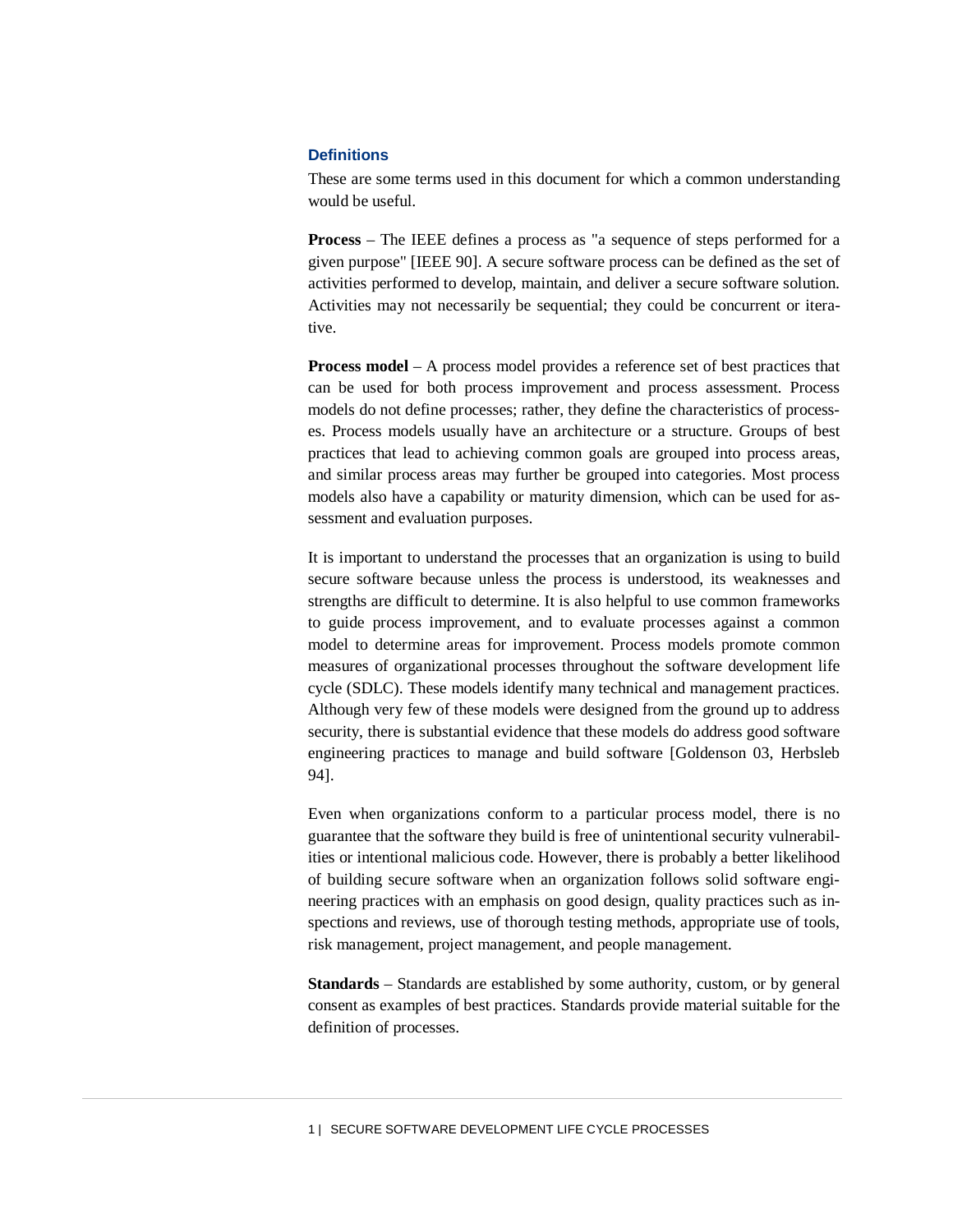## Definitions

These are some terms used in this document for which a common understanding would be useful.

**Process** – The IEEE defines a process as "a sequence of steps performed for a given purpose" [IEEE 90]. A secure software process can be defined as the set of activities performed to develop, maintain, and deliver a secure software solution. Activities may not necessarily be sequential; they could be concurrent or iterative.

**Process model** – A process model provides a reference set of best practices that can be used for both process improvement and process assessment. Process models do not define processes; rather, they define the characteristics of processes. Process models usually have an architecture or a structure. Groups of best practices that lead to achieving common goals are grouped into process areas, and similar process areas may further be grouped into categories. Most process models also have a capability or maturity dimension, which can be used for assessment and evaluation purposes.

It is important to understand the processes that an organization is using to build secure software because unless the process is understood, its weaknesses and strengths are difficult to determine. It is also helpful to use common frameworks to guide process improvement, and to evaluate processes against a common model to determine areas for improvement. Process models promote common measures of organizational processes throughout the software development life cycle (SDLC). These models identify many technical and management practices. Although very few of these models were designed from the ground up to address security, there is substantial evidence that these models do address good software engineering practices to manage and build software [Goldenson 03, Herbsleb 94].

Even when organizations conform to a particular process model, there is no guarantee that the software they build is free of unintentional security vulnerabilities or intentional malicious code. However, there is probably a better likelihood of building secure software when an organization follows solid software engineering practices with an emphasis on good design, quality practices such as inspections and reviews, use of thorough testing methods, appropriate use of tools, risk management, project management, and people management.

**Standards** – Standards are established by some authority, custom, or by general consent as examples of best practices. Standards provide material suitable for the definition of processes.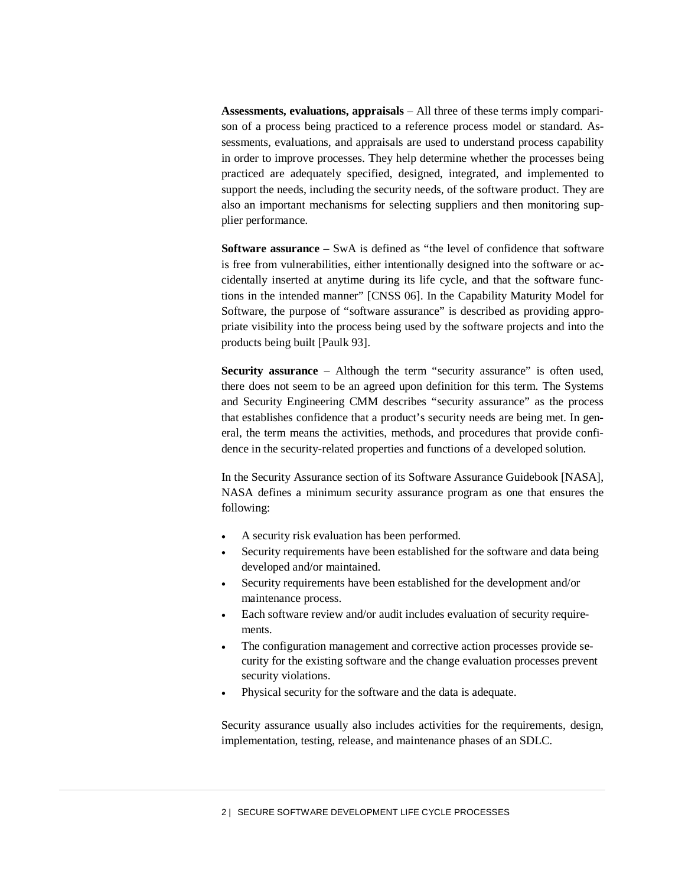**Assessments, evaluations, appraisals** – All three of these terms imply comparison of a process being practiced to a reference process model or standard. Assessments, evaluations, and appraisals are used to understand process capability in order to improve processes. They help determine whether the processes being practiced are adequately specified, designed, integrated, and implemented to support the needs, including the security needs, of the software product. They are also an important mechanisms for selecting suppliers and then monitoring supplier performance.

**Software assurance** – SwA is defined as "the level of confidence that software is free from vulnerabilities, either intentionally designed into the software or accidentally inserted at anytime during its life cycle, and that the software functions in the intended manner" [CNSS 06]. In the Capability Maturity Model for Software, the purpose of "software assurance" is described as providing appropriate visibility into the process being used by the software projects and into the products being built [Paulk 93].

**Security assurance** – Although the term "security assurance" is often used, there does not seem to be an agreed upon definition for this term. The Systems and Security Engineering CMM describes "security assurance" as the process that establishes confidence that a product's security needs are being met. In general, the term means the activities, methods, and procedures that provide confidence in the security-related properties and functions of a developed solution.

In the Security Assurance section of its Software Assurance Guidebook [NASA], NASA defines a minimum security assurance program as one that ensures the following:

- A security risk evaluation has been performed.
- Security requirements have been established for the software and data being developed and/or maintained.
- Security requirements have been established for the development and/or maintenance process.
- Each software review and/or audit includes evaluation of security requirements.
- The configuration management and corrective action processes provide security for the existing software and the change evaluation processes prevent security violations.
- Physical security for the software and the data is adequate.

Security assurance usually also includes activities for the requirements, design, implementation, testing, release, and maintenance phases of an SDLC.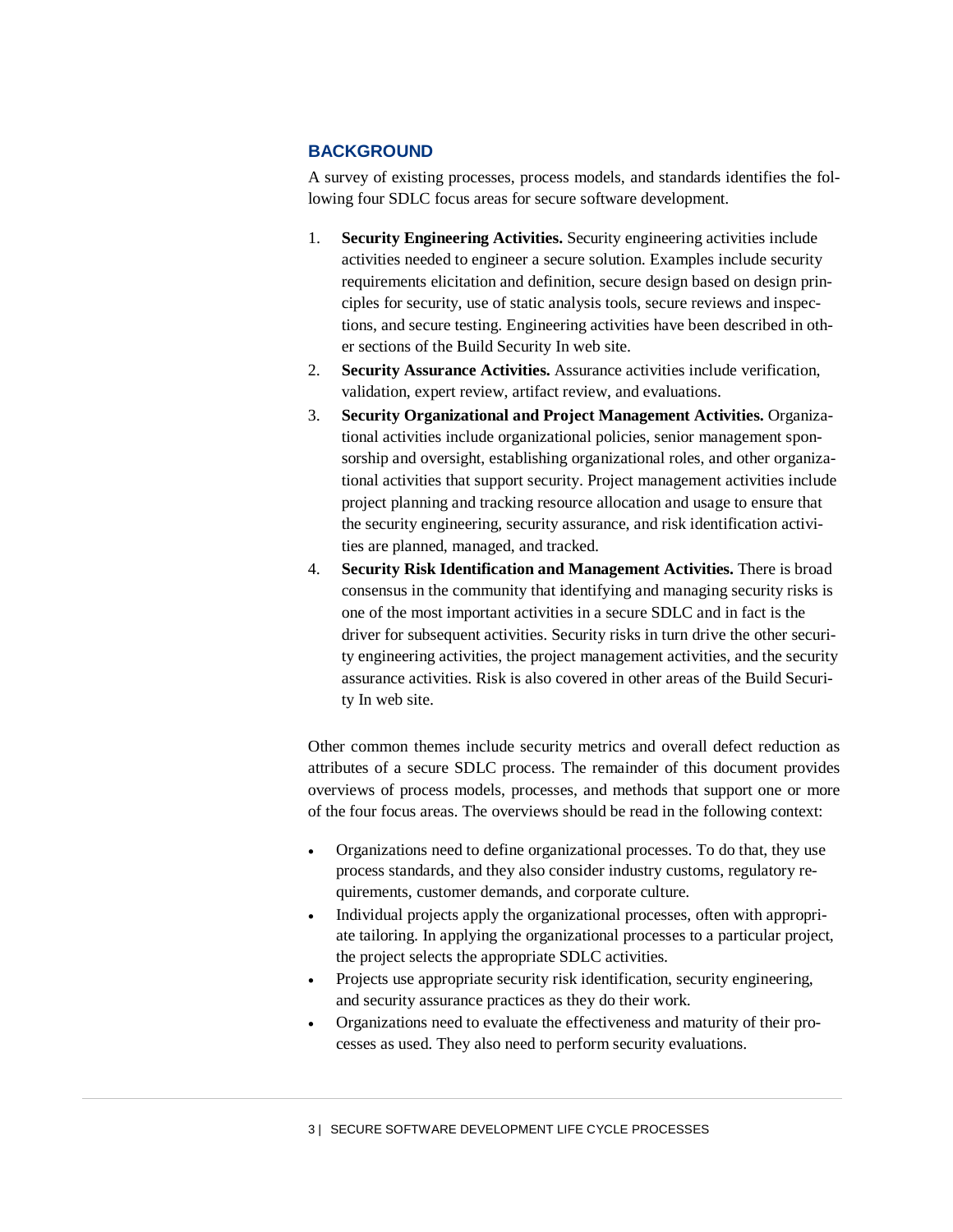## BACKGROUND

A survey of existing processes, process models, and standards identifies the following four SDLC focus areas for secure software development.

1. **Security Engineering Activities.** Security engineering activities include activities needed to engineer a secure solution. Examples include security requirements elicitation and definition, secure design based on design principles for security, use of static analysis tools, secure reviews and inspections, and secure testing. Engineering activities have been described in other sections of the Build Security In web site.
2. **Security Assurance Activities.** Assurance activities include verification, validation, expert review, artifact review, and evaluations.
3. **Security Organizational and Project Management Activities.** Organizational activities include organizational policies, senior management sponsorship and oversight, establishing organizational roles, and other organizational activities that support security. Project management activities include project planning and tracking resource allocation and usage to ensure that the security engineering, security assurance, and risk identification activities are planned, managed, and tracked.
4. **Security Risk Identification and Management Activities.** There is broad consensus in the community that identifying and managing security risks is one of the most important activities in a secure SDLC and in fact is the driver for subsequent activities. Security risks in turn drive the other security engineering activities, the project management activities, and the security assurance activities. Risk is also covered in other areas of the Build Security In web site.

Other common themes include security metrics and overall defect reduction as attributes of a secure SDLC process. The remainder of this document provides overviews of process models, processes, and methods that support one or more of the four focus areas. The overviews should be read in the following context:

- Organizations need to define organizational processes. To do that, they use process standards, and they also consider industry customs, regulatory requirements, customer demands, and corporate culture.
- Individual projects apply the organizational processes, often with appropriate tailoring. In applying the organizational processes to a particular project, the project selects the appropriate SDLC activities.
- Projects use appropriate security risk identification, security engineering, and security assurance practices as they do their work.
- Organizations need to evaluate the effectiveness and maturity of their processes as used. They also need to perform security evaluations.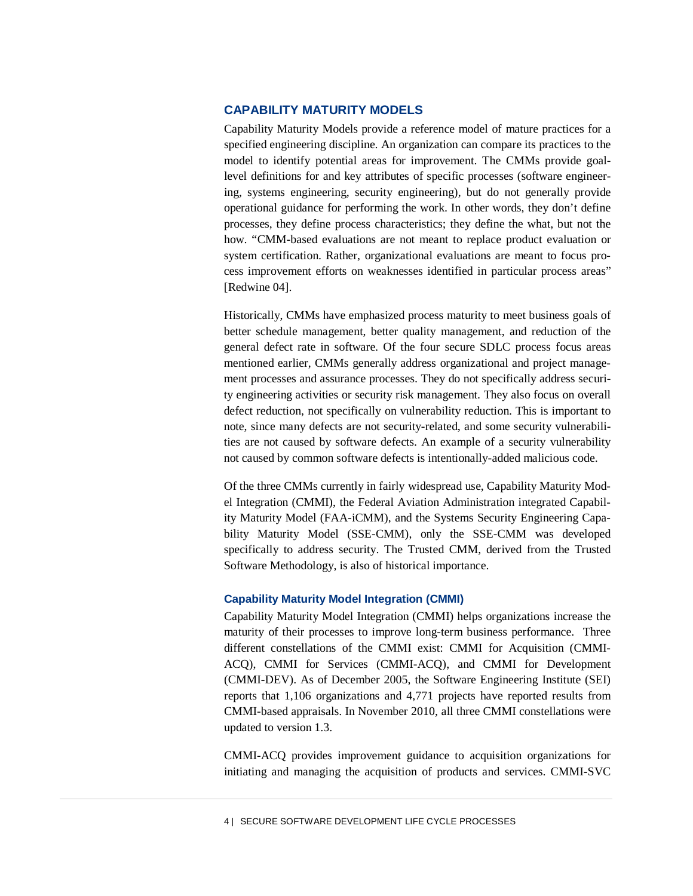## CAPABILITY MATURITY MODELS

Capability Maturity Models provide a reference model of mature practices for a specified engineering discipline. An organization can compare its practices to the model to identify potential areas for improvement. The CMMs provide goal-level definitions for and key attributes of specific processes (software engineering, systems engineering, security engineering), but do not generally provide operational guidance for performing the work. In other words, they don't define processes, they define process characteristics; they define the what, but not the how. "CMM-based evaluations are not meant to replace product evaluation or system certification. Rather, organizational evaluations are meant to focus process improvement efforts on weaknesses identified in particular process areas" [Redwine 04].

Historically, CMMs have emphasized process maturity to meet business goals of better schedule management, better quality management, and reduction of the general defect rate in software. Of the four secure SDLC process focus areas mentioned earlier, CMMs generally address organizational and project management processes and assurance processes. They do not specifically address security engineering activities or security risk management. They also focus on overall defect reduction, not specifically on vulnerability reduction. This is important to note, since many defects are not security-related, and some security vulnerabilities are not caused by software defects. An example of a security vulnerability not caused by common software defects is intentionally-added malicious code.

Of the three CMMs currently in fairly widespread use, Capability Maturity Model Integration (CMMI), the Federal Aviation Administration integrated Capability Maturity Model (FAA-iCMM), and the Systems Security Engineering Capability Maturity Model (SSE-CMM), only the SSE-CMM was developed specifically to address security. The Trusted CMM, derived from the Trusted Software Methodology, is also of historical importance.

### Capability Maturity Model Integration (CMMI)

Capability Maturity Model Integration (CMMI) helps organizations increase the maturity of their processes to improve long-term business performance. Three different constellations of the CMMI exist: CMMI for Acquisition (CMMI-ACQ), CMMI for Services (CMMI-ACQ), and CMMI for Development (CMMI-DEV). As of December 2005, the Software Engineering Institute (SEI) reports that 1,106 organizations and 4,771 projects have reported results from CMMI-based appraisals. In November 2010, all three CMMI constellations were updated to version 1.3.

CMMI-ACQ provides improvement guidance to acquisition organizations for initiating and managing the acquisition of products and services. CMMI-SVC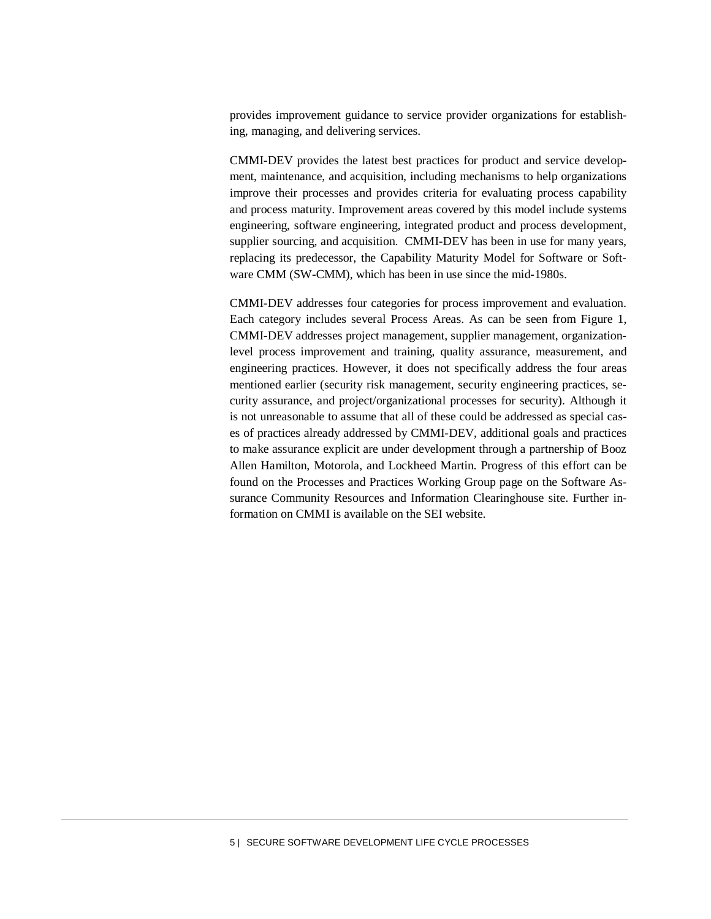provides improvement guidance to service provider organizations for establishing, managing, and delivering services.

CMMI-DEV provides the latest best practices for product and service development, maintenance, and acquisition, including mechanisms to help organizations improve their processes and provides criteria for evaluating process capability and process maturity. Improvement areas covered by this model include systems engineering, software engineering, integrated product and process development, supplier sourcing, and acquisition. CMMI-DEV has been in use for many years, replacing its predecessor, the Capability Maturity Model for Software or Software CMM (SW-CMM), which has been in use since the mid-1980s.

CMMI-DEV addresses four categories for process improvement and evaluation. Each category includes several Process Areas. As can be seen from Figure 1, CMMI-DEV addresses project management, supplier management, organization-level process improvement and training, quality assurance, measurement, and engineering practices. However, it does not specifically address the four areas mentioned earlier (security risk management, security engineering practices, security assurance, and project/organizational processes for security). Although it is not unreasonable to assume that all of these could be addressed as special cases of practices already addressed by CMMI-DEV, additional goals and practices to make assurance explicit are under development through a partnership of Booz Allen Hamilton, Motorola, and Lockheed Martin. Progress of this effort can be found on the Processes and Practices Working Group page on the Software Assurance Community Resources and Information Clearinghouse site. Further information on CMMI is available on the SEI website.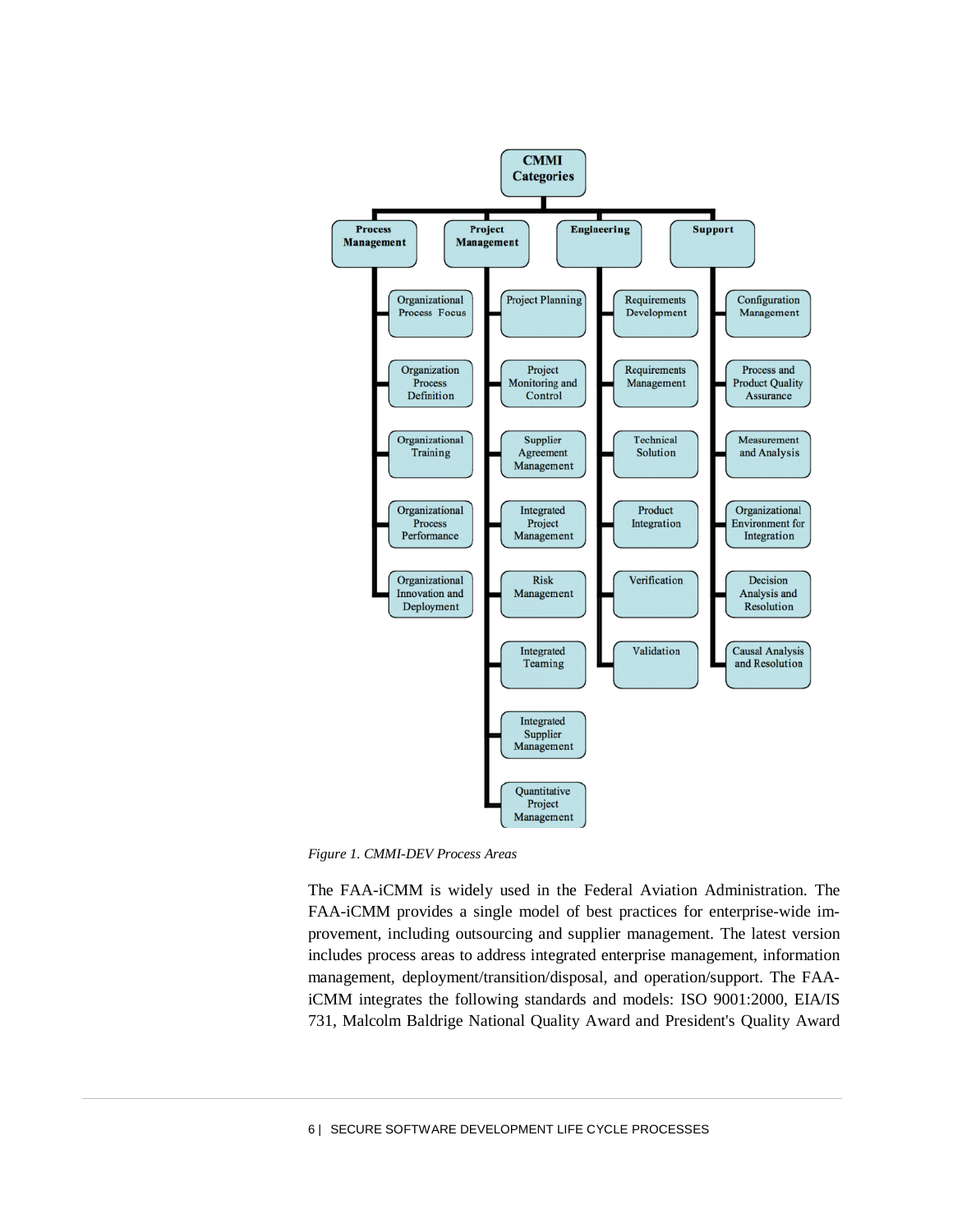**CMMI Categories**

- **Process Management**
  - Organizational Process Focus
  - Organization Process Definition
  - Organizational Training
  - Organizational Process Performance
  - Organizational Innovation and Deployment
- **Project Management**
  - Project Planning
  - Project Monitoring and Control
  - Supplier Agreement Management
  - Integrated Project Management
  - Risk Management
  - Integrated Teaming
  - Integrated Supplier Management
  - Quantitative Project Management
- **Engineering**
  - Requirements Development
  - Requirements Management
  - Technical Solution
  - Product Integration
  - Verification
  - Validation
- **Support**
  - Configuration Management
  - Process and Product Quality Assurance
  - Measurement and Analysis
  - Organizational Environment for Integration
  - Decision Analysis and Resolution
  - Causal Analysis and Resolution

*Figure 1. CMMI-DEV Process Areas*

The FAA-iCMM is widely used in the Federal Aviation Administration. The FAA-iCMM provides a single model of best practices for enterprise-wide improvement, including outsourcing and supplier management. The latest version includes process areas to address integrated enterprise management, information management, deployment/transition/disposal, and operation/support. The FAA-iCMM integrates the following standards and models: ISO 9001:2000, EIA/IS 731, Malcolm Baldrige National Quality Award and President's Quality Award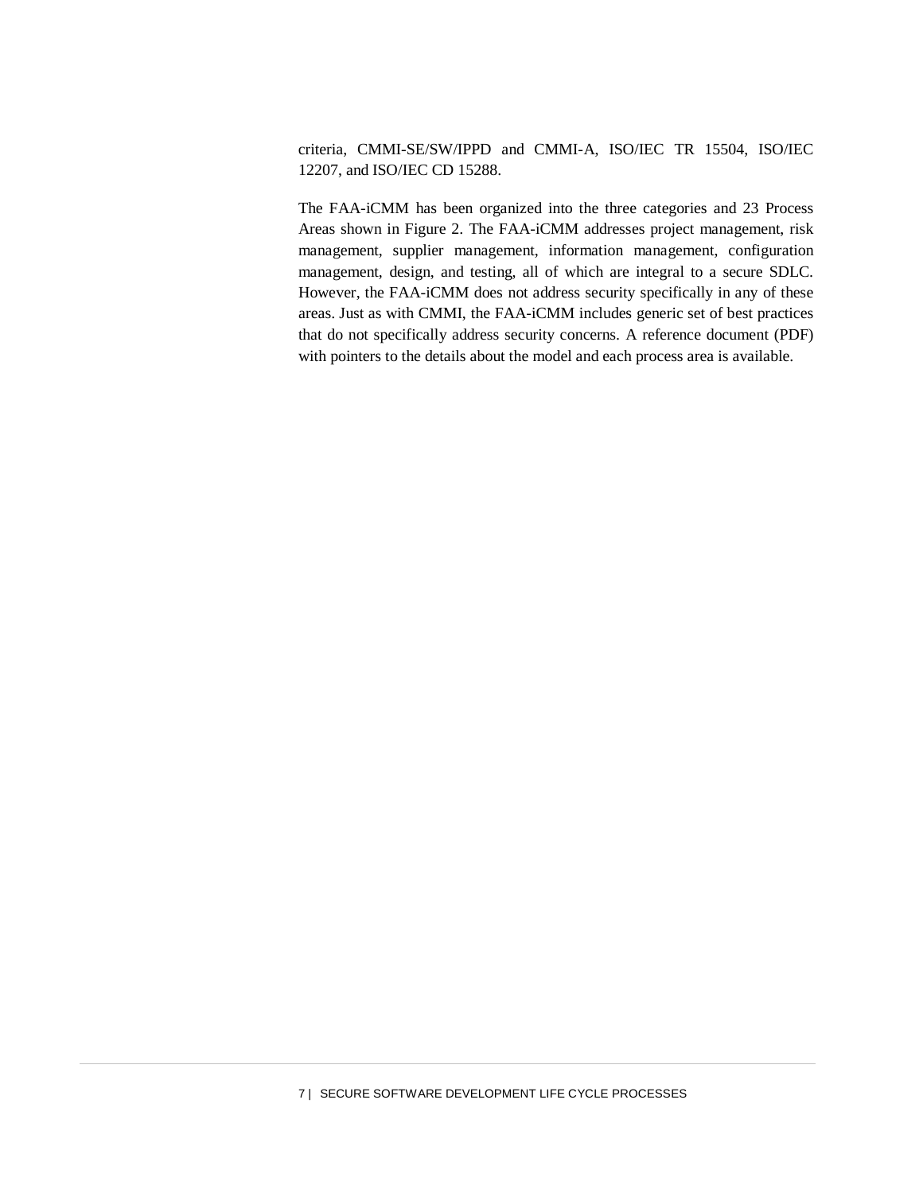criteria, CMMI-SE/SW/IPPD and CMMI-A, ISO/IEC TR 15504, ISO/IEC 12207, and ISO/IEC CD 15288.

The FAA-iCMM has been organized into the three categories and 23 Process Areas shown in Figure 2. The FAA-iCMM addresses project management, risk management, supplier management, information management, configuration management, design, and testing, all of which are integral to a secure SDLC. However, the FAA-iCMM does not address security specifically in any of these areas. Just as with CMMI, the FAA-iCMM includes generic set of best practices that do not specifically address security concerns. A reference document (PDF) with pointers to the details about the model and each process area is available.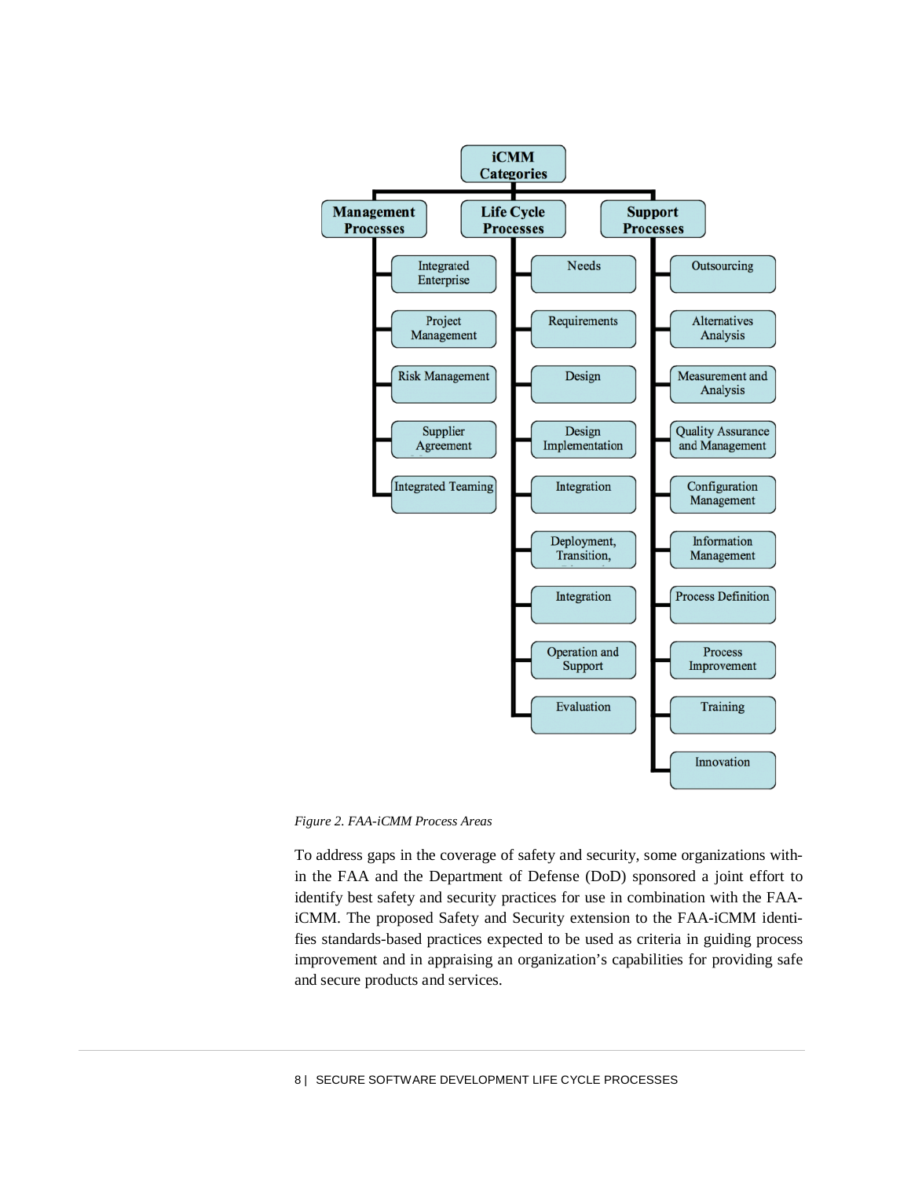- **iCMM Categories**
  - **Management Processes**
    - Integrated Enterprise
    - Project Management
    - Risk Management
    - Supplier Agreement
    - Integrated Teaming
  - **Life Cycle Processes**
    - Needs
    - Requirements
    - Design
    - Design Implementation
    - Integration
    - Deployment, Transition,
    - Integration
    - Operation and Support
    - Evaluation
  - **Support Processes**
    - Outsourcing
    - Alternatives Analysis
    - Measurement and Analysis
    - Quality Assurance and Management
    - Configuration Management
    - Information Management
    - Process Definition
    - Process Improvement
    - Training
    - Innovation

*Figure 2. FAA-iCMM Process Areas*

To address gaps in the coverage of safety and security, some organizations within the FAA and the Department of Defense (DoD) sponsored a joint effort to identify best safety and security practices for use in combination with the FAA-iCMM. The proposed Safety and Security extension to the FAA-iCMM identifies standards-based practices expected to be used as criteria in guiding process improvement and in appraising an organization's capabilities for providing safe and secure products and services.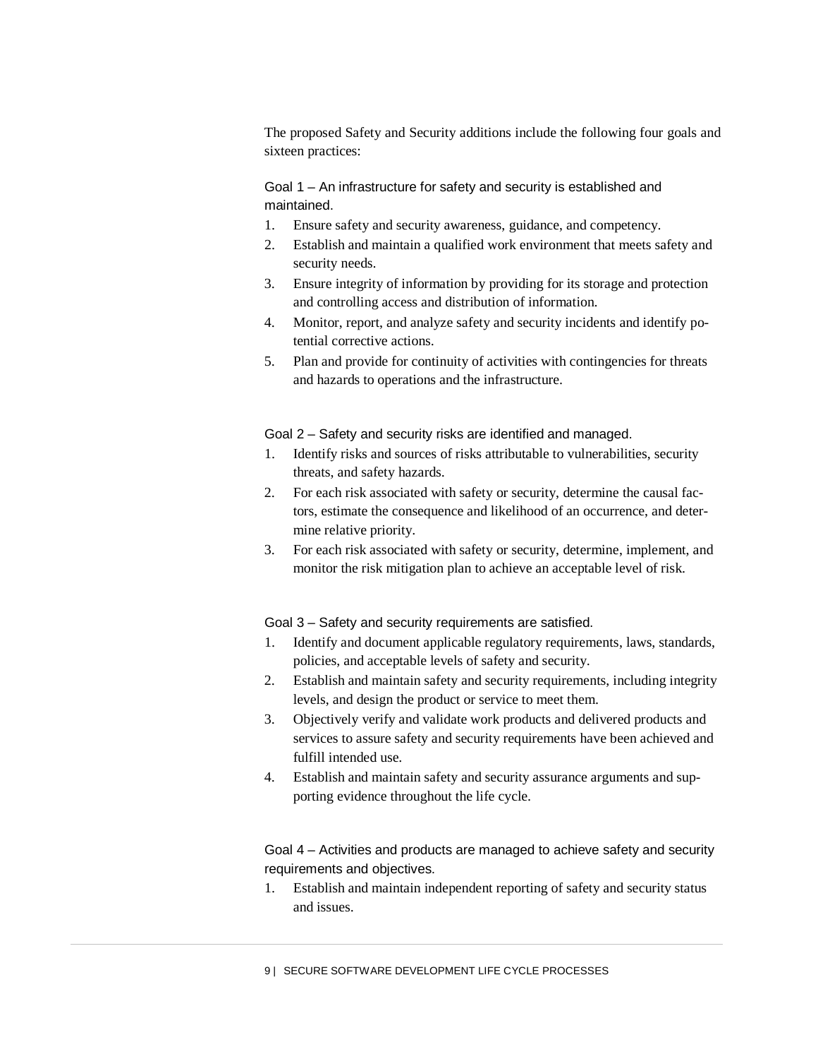The proposed Safety and Security additions include the following four goals and sixteen practices:

Goal 1 – An infrastructure for safety and security is established and maintained.

1. Ensure safety and security awareness, guidance, and competency.
2. Establish and maintain a qualified work environment that meets safety and security needs.
3. Ensure integrity of information by providing for its storage and protection and controlling access and distribution of information.
4. Monitor, report, and analyze safety and security incidents and identify potential corrective actions.
5. Plan and provide for continuity of activities with contingencies for threats and hazards to operations and the infrastructure.

Goal 2 – Safety and security risks are identified and managed.

1. Identify risks and sources of risks attributable to vulnerabilities, security threats, and safety hazards.
2. For each risk associated with safety or security, determine the causal factors, estimate the consequence and likelihood of an occurrence, and determine relative priority.
3. For each risk associated with safety or security, determine, implement, and monitor the risk mitigation plan to achieve an acceptable level of risk.

Goal 3 – Safety and security requirements are satisfied.

1. Identify and document applicable regulatory requirements, laws, standards, policies, and acceptable levels of safety and security.
2. Establish and maintain safety and security requirements, including integrity levels, and design the product or service to meet them.
3. Objectively verify and validate work products and delivered products and services to assure safety and security requirements have been achieved and fulfill intended use.
4. Establish and maintain safety and security assurance arguments and supporting evidence throughout the life cycle.

Goal 4 – Activities and products are managed to achieve safety and security requirements and objectives.

1. Establish and maintain independent reporting of safety and security status and issues.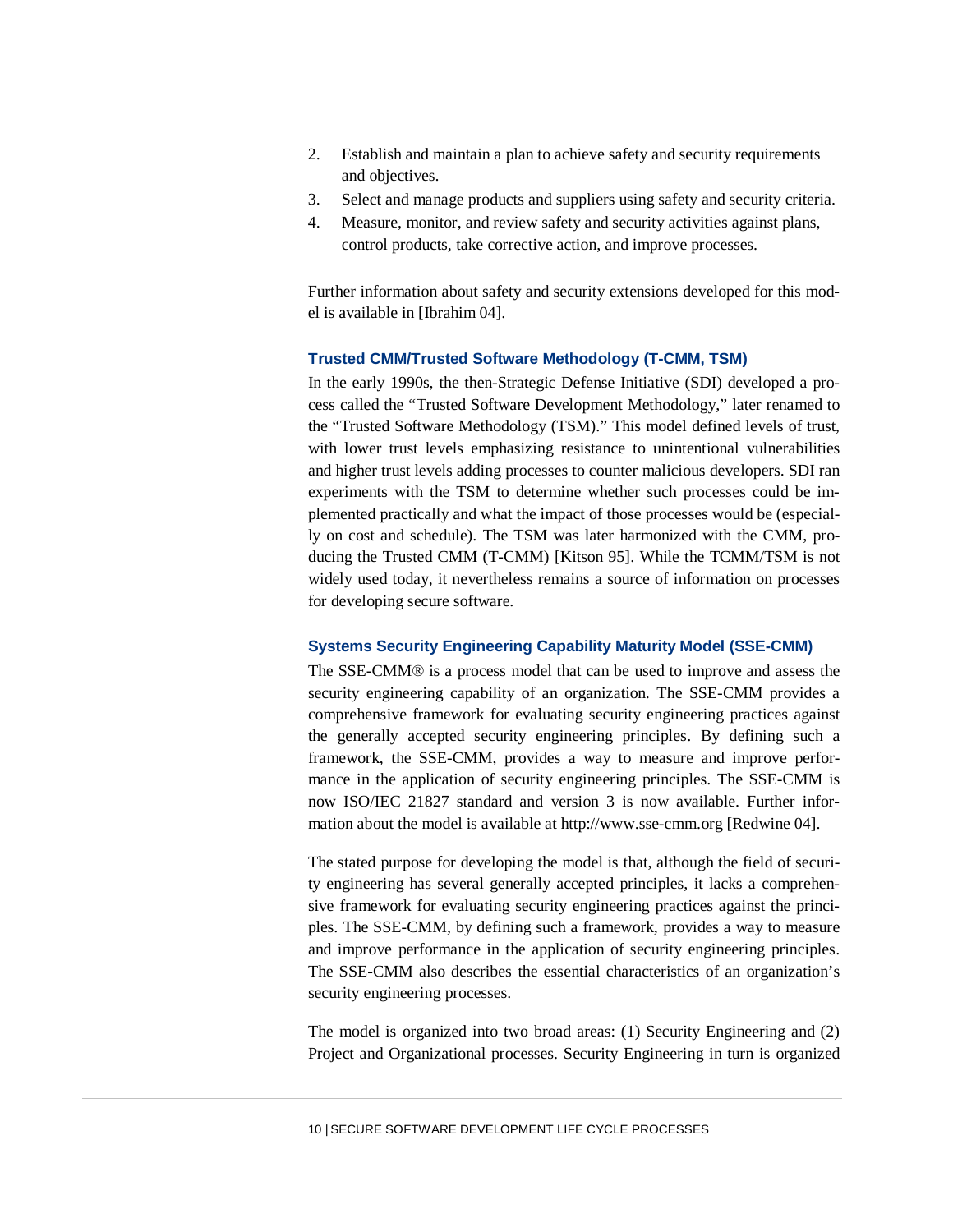2. Establish and maintain a plan to achieve safety and security requirements and objectives.
3. Select and manage products and suppliers using safety and security criteria.
4. Measure, monitor, and review safety and security activities against plans, control products, take corrective action, and improve processes.

Further information about safety and security extensions developed for this model is available in [Ibrahim 04].

### Trusted CMM/Trusted Software Methodology (T-CMM, TSM)

In the early 1990s, the then-Strategic Defense Initiative (SDI) developed a process called the "Trusted Software Development Methodology," later renamed to the "Trusted Software Methodology (TSM)." This model defined levels of trust, with lower trust levels emphasizing resistance to unintentional vulnerabilities and higher trust levels adding processes to counter malicious developers. SDI ran experiments with the TSM to determine whether such processes could be implemented practically and what the impact of those processes would be (especially on cost and schedule). The TSM was later harmonized with the CMM, producing the Trusted CMM (T-CMM) [Kitson 95]. While the TCMM/TSM is not widely used today, it nevertheless remains a source of information on processes for developing secure software.

### Systems Security Engineering Capability Maturity Model (SSE-CMM)

The SSE-CMM® is a process model that can be used to improve and assess the security engineering capability of an organization. The SSE-CMM provides a comprehensive framework for evaluating security engineering practices against the generally accepted security engineering principles. By defining such a framework, the SSE-CMM, provides a way to measure and improve performance in the application of security engineering principles. The SSE-CMM is now ISO/IEC 21827 standard and version 3 is now available. Further information about the model is available at http://www.sse-cmm.org [Redwine 04].

The stated purpose for developing the model is that, although the field of security engineering has several generally accepted principles, it lacks a comprehensive framework for evaluating security engineering practices against the principles. The SSE-CMM, by defining such a framework, provides a way to measure and improve performance in the application of security engineering principles. The SSE-CMM also describes the essential characteristics of an organization's security engineering processes.

The model is organized into two broad areas: (1) Security Engineering and (2) Project and Organizational processes. Security Engineering in turn is organized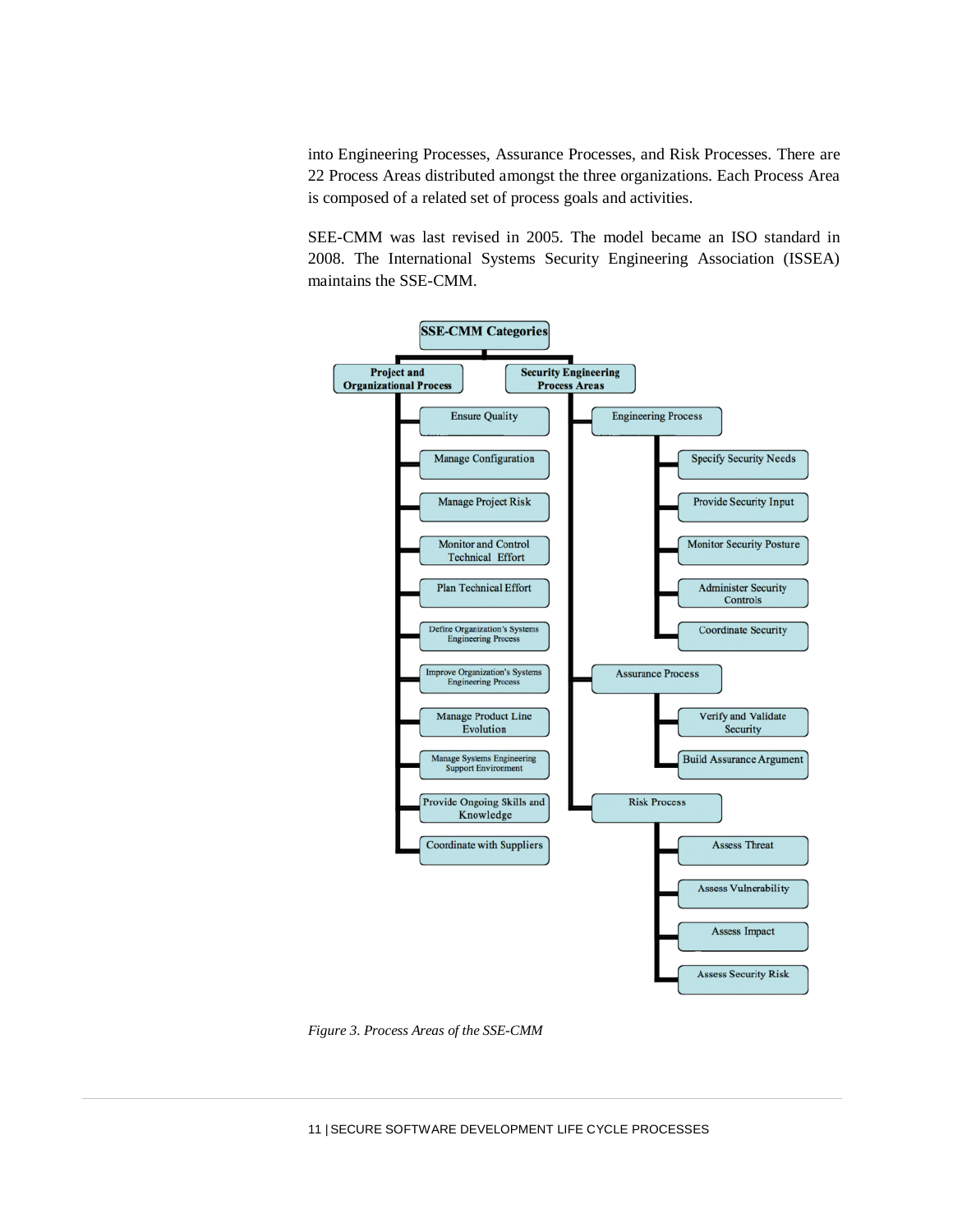into Engineering Processes, Assurance Processes, and Risk Processes. There are 22 Process Areas distributed amongst the three organizations. Each Process Area is composed of a related set of process goals and activities.

SEE-CMM was last revised in 2005. The model became an ISO standard in 2008. The International Systems Security Engineering Association (ISSEA) maintains the SSE-CMM.

- **SSE-CMM Categories**
  - **Project and Organizational Process**
    - Ensure Quality
    - Manage Configuration
    - Manage Project Risk
    - Monitor and Control Technical Effort
    - Plan Technical Effort
    - Define Organization's Systems Engineering Process
    - Improve Organization's Systems Engineering Process
    - Manage Product Line Evolution
    - Manage Systems Engineering Support Environment
    - Provide Ongoing Skills and Knowledge
    - Coordinate with Suppliers
  - **Security Engineering Process Areas**
    - Engineering Process
      - Specify Security Needs
      - Provide Security Input
      - Monitor Security Posture
      - Administer Security Controls
      - Coordinate Security
    - Assurance Process
      - Verify and Validate Security
      - Build Assurance Argument
    - Risk Process
      - Assess Threat
      - Assess Vulnerability
      - Assess Impact
      - Assess Security Risk

*Figure 3. Process Areas of the SSE-CMM*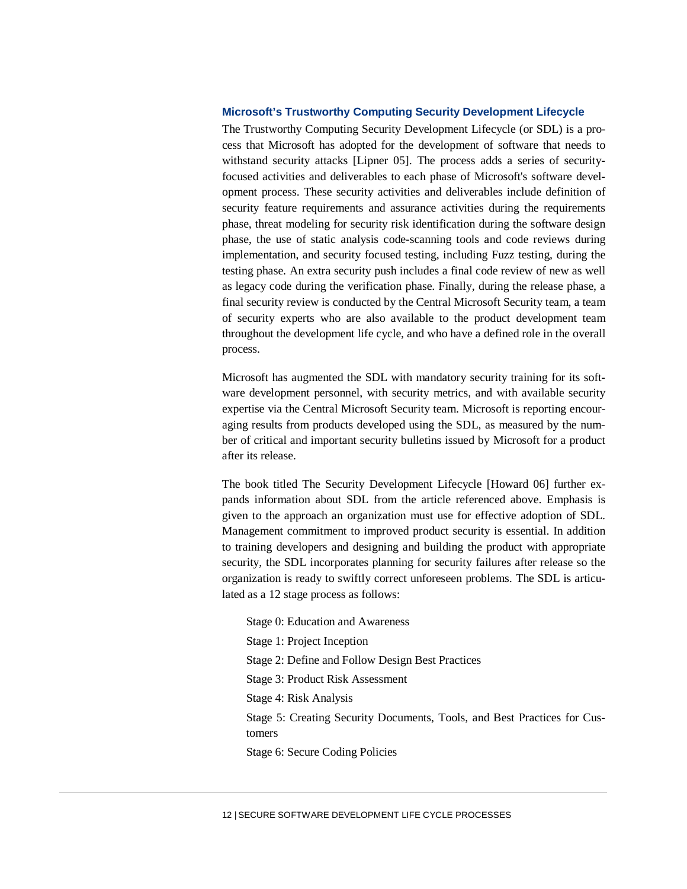### Microsoft's Trustworthy Computing Security Development Lifecycle

The Trustworthy Computing Security Development Lifecycle (or SDL) is a process that Microsoft has adopted for the development of software that needs to withstand security attacks [Lipner 05]. The process adds a series of security-focused activities and deliverables to each phase of Microsoft's software development process. These security activities and deliverables include definition of security feature requirements and assurance activities during the requirements phase, threat modeling for security risk identification during the software design phase, the use of static analysis code-scanning tools and code reviews during implementation, and security focused testing, including Fuzz testing, during the testing phase. An extra security push includes a final code review of new as well as legacy code during the verification phase. Finally, during the release phase, a final security review is conducted by the Central Microsoft Security team, a team of security experts who are also available to the product development team throughout the development life cycle, and who have a defined role in the overall process.

Microsoft has augmented the SDL with mandatory security training for its software development personnel, with security metrics, and with available security expertise via the Central Microsoft Security team. Microsoft is reporting encouraging results from products developed using the SDL, as measured by the number of critical and important security bulletins issued by Microsoft for a product after its release.

The book titled The Security Development Lifecycle [Howard 06] further expands information about SDL from the article referenced above. Emphasis is given to the approach an organization must use for effective adoption of SDL. Management commitment to improved product security is essential. In addition to training developers and designing and building the product with appropriate security, the SDL incorporates planning for security failures after release so the organization is ready to swiftly correct unforeseen problems. The SDL is articulated as a 12 stage process as follows:

Stage 0: Education and Awareness

Stage 1: Project Inception

Stage 2: Define and Follow Design Best Practices

Stage 3: Product Risk Assessment

Stage 4: Risk Analysis

Stage 5: Creating Security Documents, Tools, and Best Practices for Customers

Stage 6: Secure Coding Policies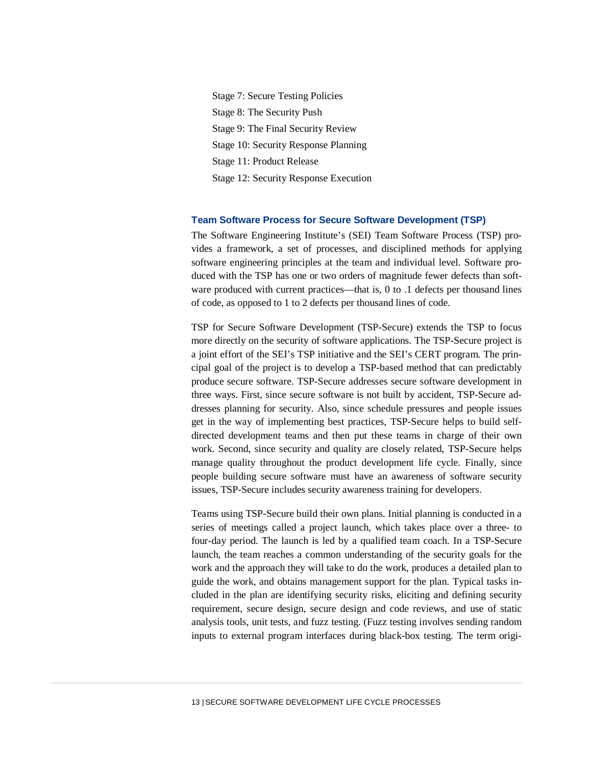Stage 7: Secure Testing Policies

Stage 8: The Security Push

Stage 9: The Final Security Review

Stage 10: Security Response Planning

Stage 11: Product Release

Stage 12: Security Response Execution

### Team Software Process for Secure Software Development (TSP)

The Software Engineering Institute's (SEI) Team Software Process (TSP) provides a framework, a set of processes, and disciplined methods for applying software engineering principles at the team and individual level. Software produced with the TSP has one or two orders of magnitude fewer defects than software produced with current practices—that is, 0 to .1 defects per thousand lines of code, as opposed to 1 to 2 defects per thousand lines of code.

TSP for Secure Software Development (TSP-Secure) extends the TSP to focus more directly on the security of software applications. The TSP-Secure project is a joint effort of the SEI's TSP initiative and the SEI's CERT program. The principal goal of the project is to develop a TSP-based method that can predictably produce secure software. TSP-Secure addresses secure software development in three ways. First, since secure software is not built by accident, TSP-Secure addresses planning for security. Also, since schedule pressures and people issues get in the way of implementing best practices, TSP-Secure helps to build self-directed development teams and then put these teams in charge of their own work. Second, since security and quality are closely related, TSP-Secure helps manage quality throughout the product development life cycle. Finally, since people building secure software must have an awareness of software security issues, TSP-Secure includes security awareness training for developers.

Teams using TSP-Secure build their own plans. Initial planning is conducted in a series of meetings called a project launch, which takes place over a three- to four-day period. The launch is led by a qualified team coach. In a TSP-Secure launch, the team reaches a common understanding of the security goals for the work and the approach they will take to do the work, produces a detailed plan to guide the work, and obtains management support for the plan. Typical tasks included in the plan are identifying security risks, eliciting and defining security requirement, secure design, secure design and code reviews, and use of static analysis tools, unit tests, and fuzz testing. (Fuzz testing involves sending random inputs to external program interfaces during black-box testing. The term origi-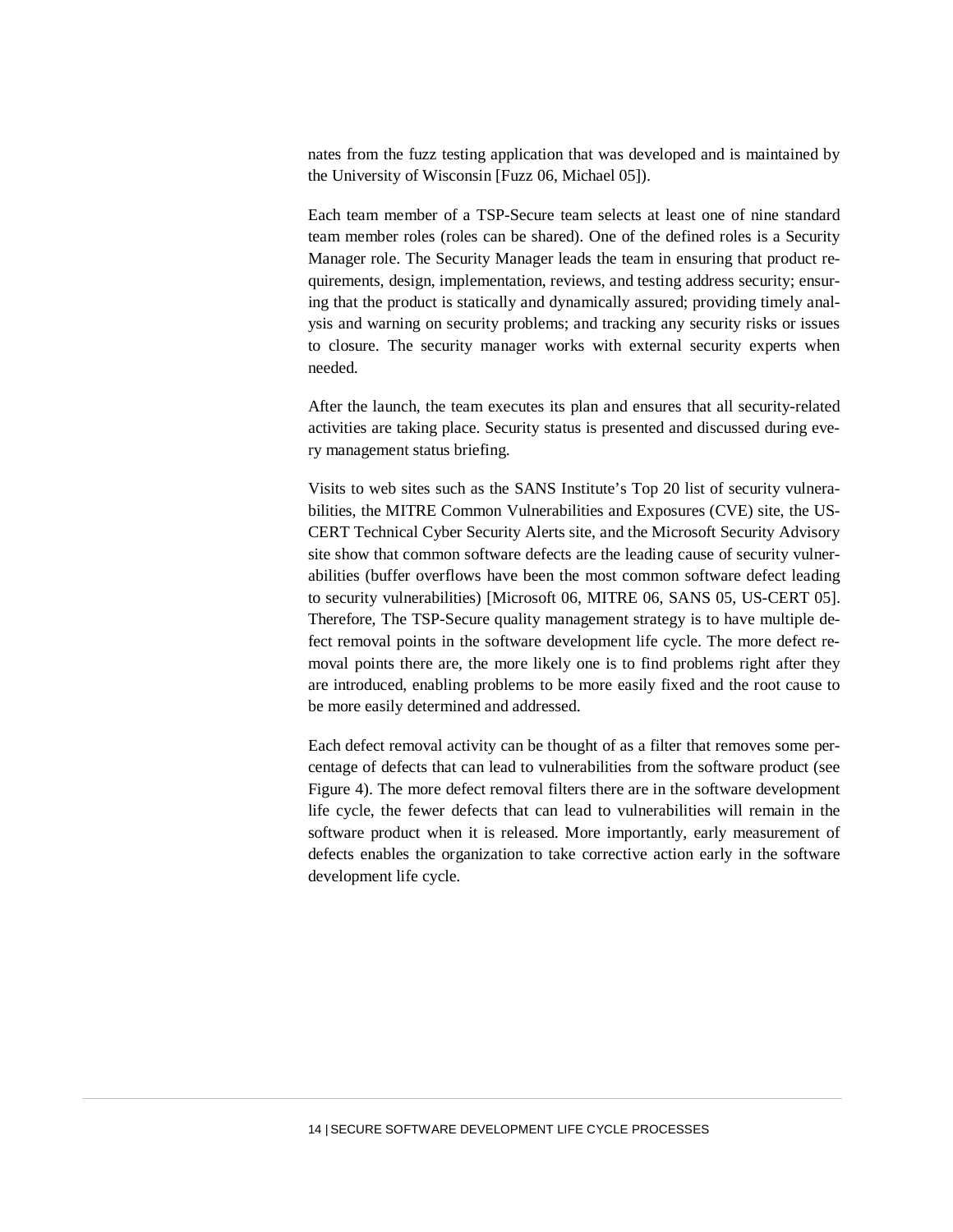nates from the fuzz testing application that was developed and is maintained by the University of Wisconsin [Fuzz 06, Michael 05]).

Each team member of a TSP-Secure team selects at least one of nine standard team member roles (roles can be shared). One of the defined roles is a Security Manager role. The Security Manager leads the team in ensuring that product requirements, design, implementation, reviews, and testing address security; ensuring that the product is statically and dynamically assured; providing timely analysis and warning on security problems; and tracking any security risks or issues to closure. The security manager works with external security experts when needed.

After the launch, the team executes its plan and ensures that all security-related activities are taking place. Security status is presented and discussed during every management status briefing.

Visits to web sites such as the SANS Institute's Top 20 list of security vulnerabilities, the MITRE Common Vulnerabilities and Exposures (CVE) site, the US-CERT Technical Cyber Security Alerts site, and the Microsoft Security Advisory site show that common software defects are the leading cause of security vulnerabilities (buffer overflows have been the most common software defect leading to security vulnerabilities) [Microsoft 06, MITRE 06, SANS 05, US-CERT 05]. Therefore, The TSP-Secure quality management strategy is to have multiple defect removal points in the software development life cycle. The more defect removal points there are, the more likely one is to find problems right after they are introduced, enabling problems to be more easily fixed and the root cause to be more easily determined and addressed.

Each defect removal activity can be thought of as a filter that removes some percentage of defects that can lead to vulnerabilities from the software product (see Figure 4). The more defect removal filters there are in the software development life cycle, the fewer defects that can lead to vulnerabilities will remain in the software product when it is released. More importantly, early measurement of defects enables the organization to take corrective action early in the software development life cycle.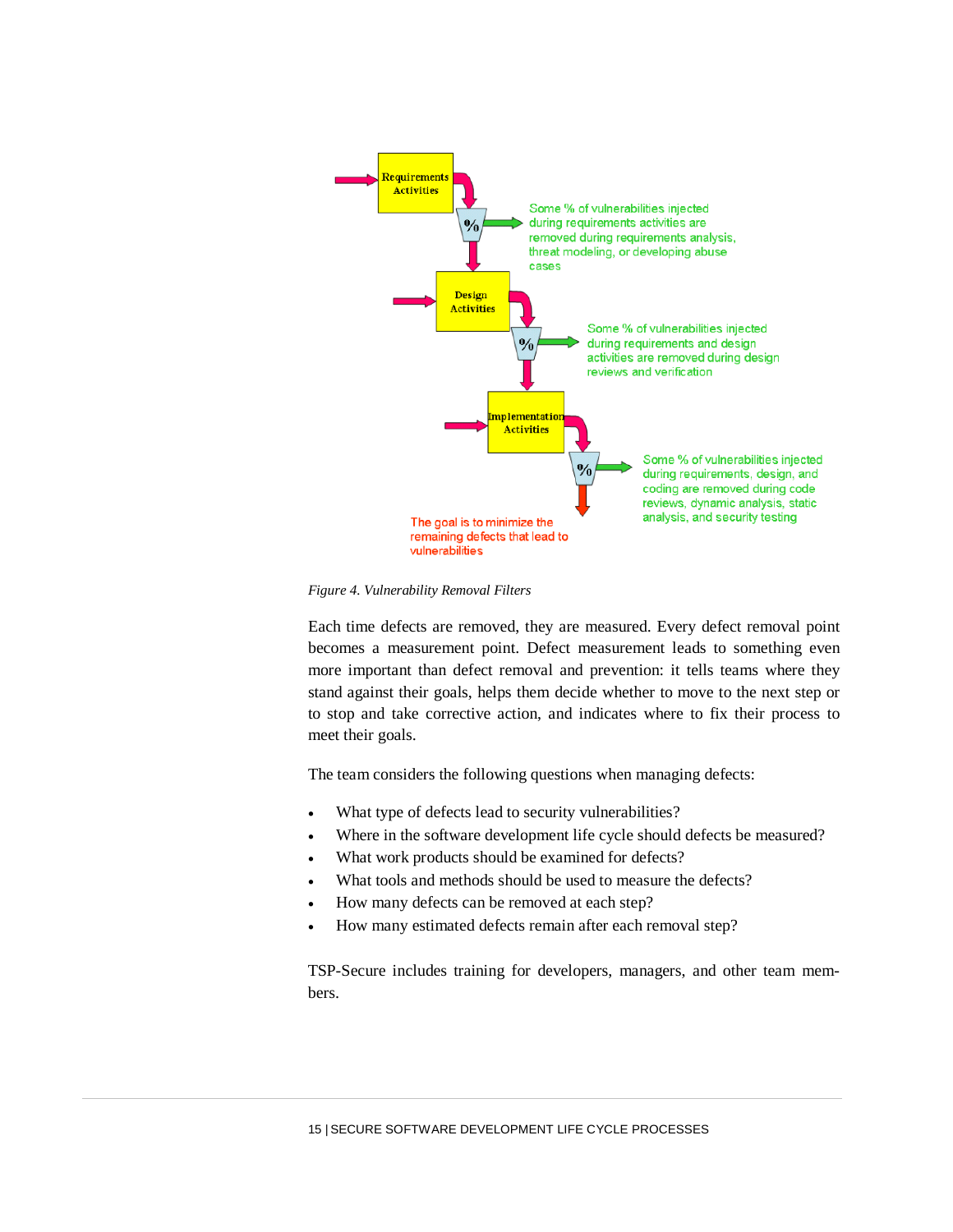Requirements Activities

Some % of vulnerabilities injected during requirements activities are removed during requirements analysis, threat modeling, or developing abuse cases

Design Activities

Some % of vulnerabilities injected during requirements and design activities are removed during design reviews and verification

Implementation Activities

Some % of vulnerabilities injected during requirements, design, and coding are removed during code reviews, dynamic analysis, static analysis, and security testing

The goal is to minimize the remaining defects that lead to vulnerabilities

*Figure 4. Vulnerability Removal Filters*

Each time defects are removed, they are measured. Every defect removal point becomes a measurement point. Defect measurement leads to something even more important than defect removal and prevention: it tells teams where they stand against their goals, helps them decide whether to move to the next step or to stop and take corrective action, and indicates where to fix their process to meet their goals.

The team considers the following questions when managing defects:

- What type of defects lead to security vulnerabilities?
- Where in the software development life cycle should defects be measured?
- What work products should be examined for defects?
- What tools and methods should be used to measure the defects?
- How many defects can be removed at each step?
- How many estimated defects remain after each removal step?

TSP-Secure includes training for developers, managers, and other team members.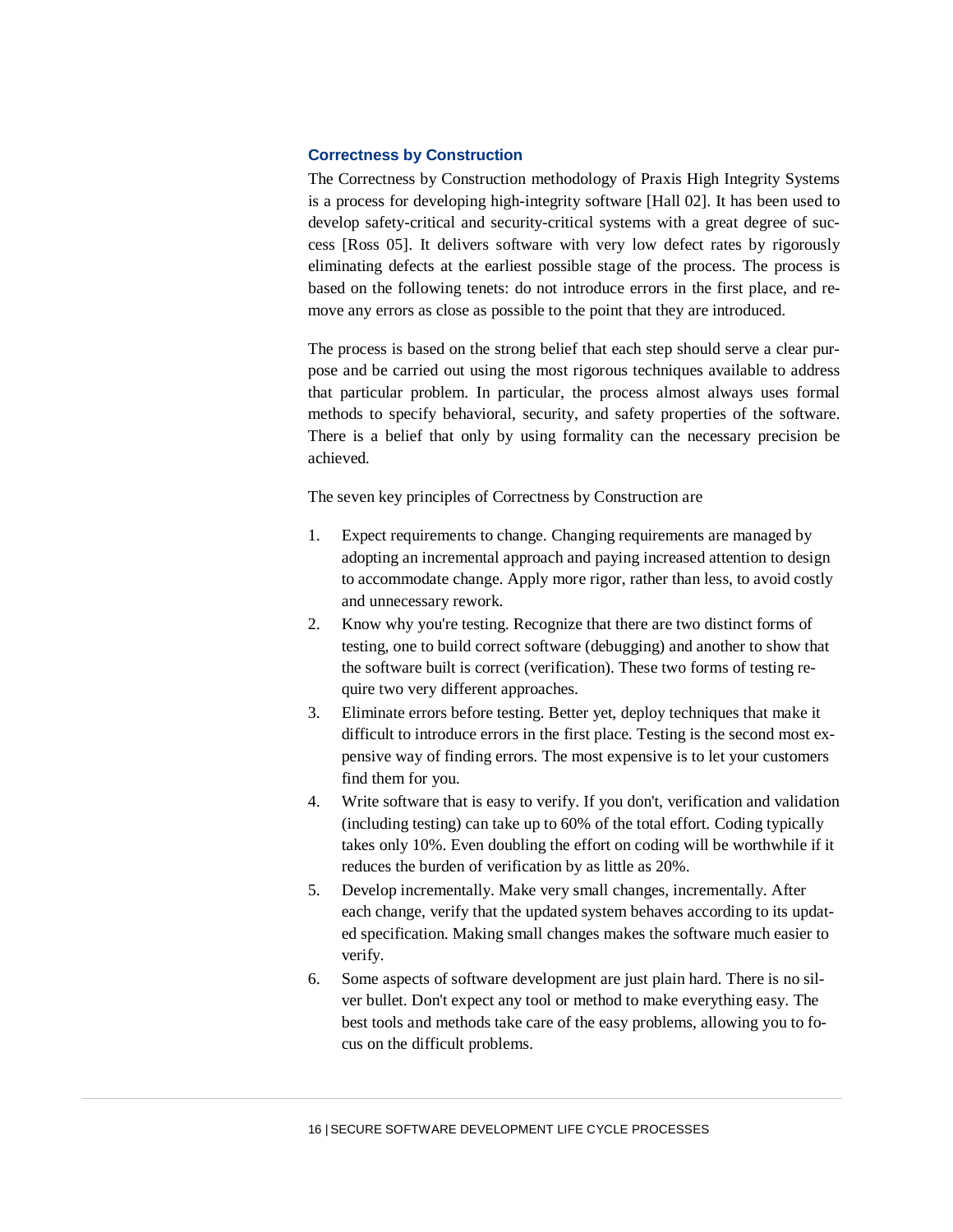### Correctness by Construction

The Correctness by Construction methodology of Praxis High Integrity Systems is a process for developing high-integrity software [Hall 02]. It has been used to develop safety-critical and security-critical systems with a great degree of success [Ross 05]. It delivers software with very low defect rates by rigorously eliminating defects at the earliest possible stage of the process. The process is based on the following tenets: do not introduce errors in the first place, and remove any errors as close as possible to the point that they are introduced.

The process is based on the strong belief that each step should serve a clear purpose and be carried out using the most rigorous techniques available to address that particular problem. In particular, the process almost always uses formal methods to specify behavioral, security, and safety properties of the software. There is a belief that only by using formality can the necessary precision be achieved.

The seven key principles of Correctness by Construction are

1. Expect requirements to change. Changing requirements are managed by adopting an incremental approach and paying increased attention to design to accommodate change. Apply more rigor, rather than less, to avoid costly and unnecessary rework.
2. Know why you're testing. Recognize that there are two distinct forms of testing, one to build correct software (debugging) and another to show that the software built is correct (verification). These two forms of testing require two very different approaches.
3. Eliminate errors before testing. Better yet, deploy techniques that make it difficult to introduce errors in the first place. Testing is the second most expensive way of finding errors. The most expensive is to let your customers find them for you.
4. Write software that is easy to verify. If you don't, verification and validation (including testing) can take up to 60% of the total effort. Coding typically takes only 10%. Even doubling the effort on coding will be worthwhile if it reduces the burden of verification by as little as 20%.
5. Develop incrementally. Make very small changes, incrementally. After each change, verify that the updated system behaves according to its updated specification. Making small changes makes the software much easier to verify.
6. Some aspects of software development are just plain hard. There is no silver bullet. Don't expect any tool or method to make everything easy. The best tools and methods take care of the easy problems, allowing you to focus on the difficult problems.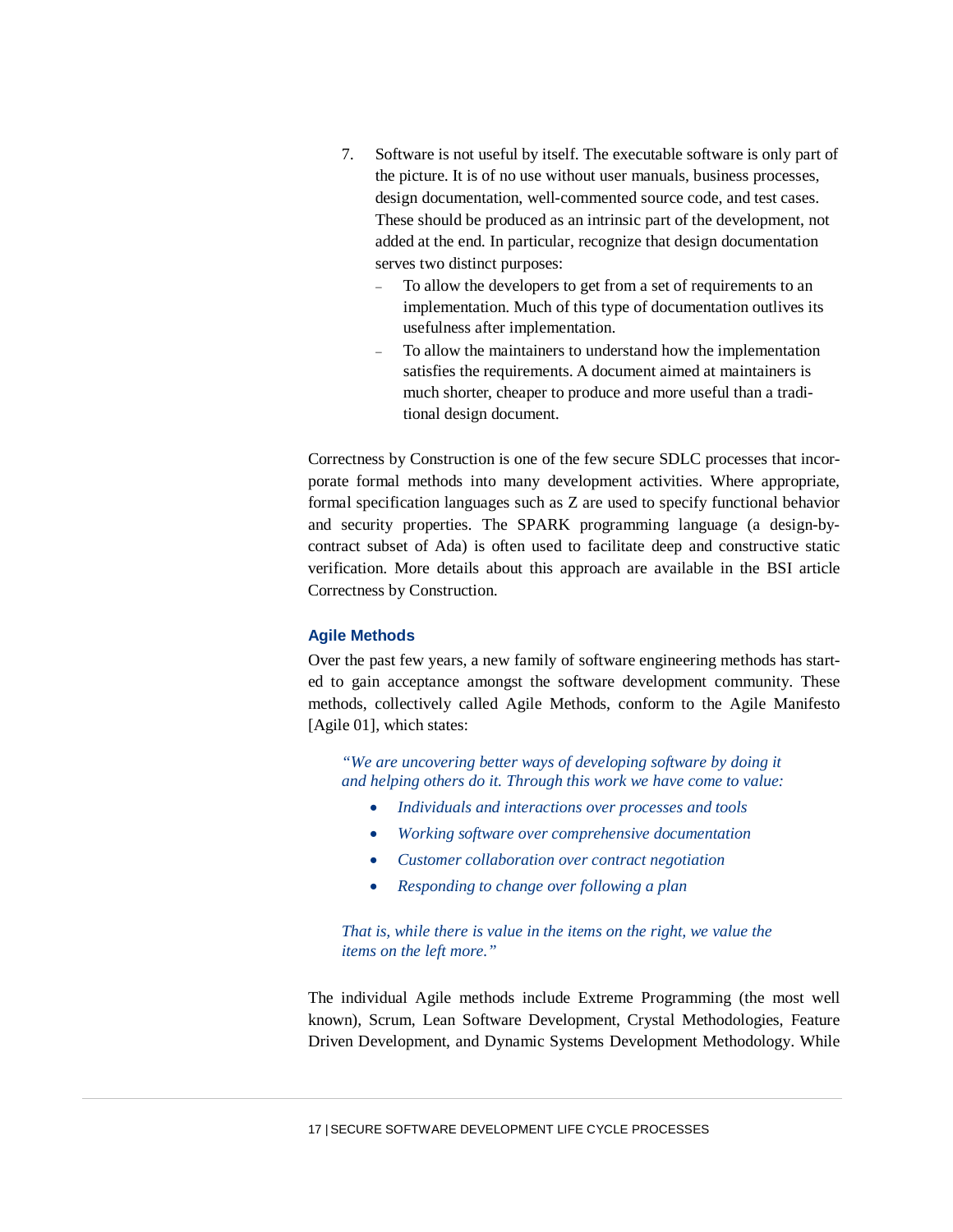7. Software is not useful by itself. The executable software is only part of the picture. It is of no use without user manuals, business processes, design documentation, well-commented source code, and test cases. These should be produced as an intrinsic part of the development, not added at the end. In particular, recognize that design documentation serves two distinct purposes:
   - To allow the developers to get from a set of requirements to an implementation. Much of this type of documentation outlives its usefulness after implementation.
   - To allow the maintainers to understand how the implementation satisfies the requirements. A document aimed at maintainers is much shorter, cheaper to produce and more useful than a traditional design document.

Correctness by Construction is one of the few secure SDLC processes that incorporate formal methods into many development activities. Where appropriate, formal specification languages such as Z are used to specify functional behavior and security properties. The SPARK programming language (a design-by-contract subset of Ada) is often used to facilitate deep and constructive static verification. More details about this approach are available in the BSI article Correctness by Construction.

### Agile Methods

Over the past few years, a new family of software engineering methods has started to gain acceptance amongst the software development community. These methods, collectively called Agile Methods, conform to the Agile Manifesto [Agile 01], which states:

> *"We are uncovering better ways of developing software by doing it and helping others do it. Through this work we have come to value:*
>
> - *Individuals and interactions over processes and tools*
> - *Working software over comprehensive documentation*
> - *Customer collaboration over contract negotiation*
> - *Responding to change over following a plan*
>
> *That is, while there is value in the items on the right, we value the items on the left more."*

The individual Agile methods include Extreme Programming (the most well known), Scrum, Lean Software Development, Crystal Methodologies, Feature Driven Development, and Dynamic Systems Development Methodology. While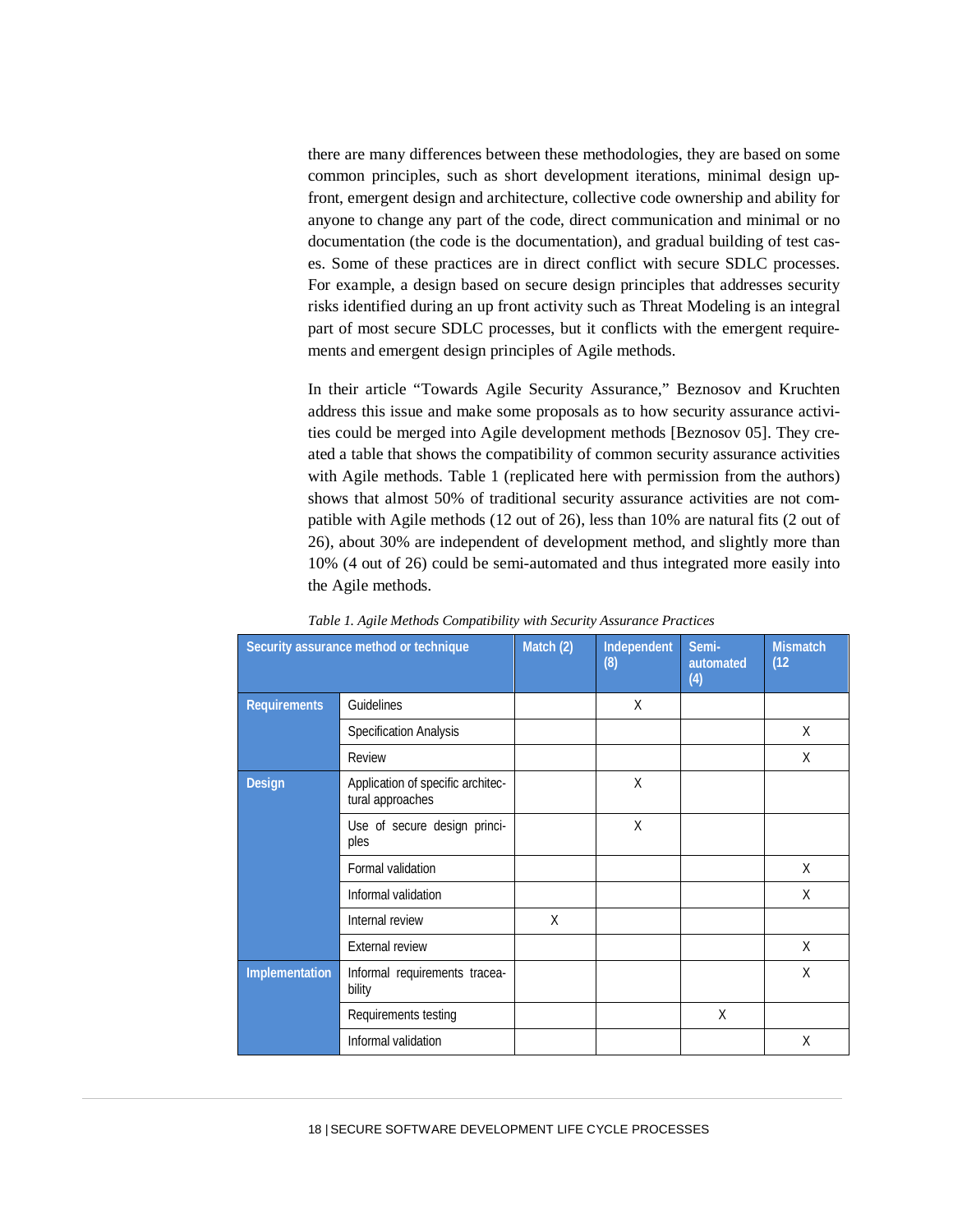there are many differences between these methodologies, they are based on some common principles, such as short development iterations, minimal design up-front, emergent design and architecture, collective code ownership and ability for anyone to change any part of the code, direct communication and minimal or no documentation (the code is the documentation), and gradual building of test cases. Some of these practices are in direct conflict with secure SDLC processes. For example, a design based on secure design principles that addresses security risks identified during an up front activity such as Threat Modeling is an integral part of most secure SDLC processes, but it conflicts with the emergent requirements and emergent design principles of Agile methods.

In their article "Towards Agile Security Assurance," Beznosov and Kruchten address this issue and make some proposals as to how security assurance activities could be merged into Agile development methods [Beznosov 05]. They created a table that shows the compatibility of common security assurance activities with Agile methods. Table 1 (replicated here with permission from the authors) shows that almost 50% of traditional security assurance activities are not compatible with Agile methods (12 out of 26), less than 10% are natural fits (2 out of 26), about 30% are independent of development method, and slightly more than 10% (4 out of 26) could be semi-automated and thus integrated more easily into the Agile methods.

*Table 1. Agile Methods Compatibility with Security Assurance Practices*

| Security assurance method or technique | | Match (2) | Independent (8) | Semi-automated (4) | Mismatch (12 |
|---|---|---|---|---|---|
| Requirements | Guidelines | | X | | |
| | Specification Analysis | | | | X |
| | Review | | | | X |
| Design | Application of specific architectural approaches | | X | | |
| | Use of secure design principles | | X | | |
| | Formal validation | | | | X |
| | Informal validation | | | | X |
| | Internal review | X | | | |
| | External review | | | | X |
| Implementation | Informal requirements traceability | | | | X |
| | Requirements testing | | | X | |
| | Informal validation | | | | X |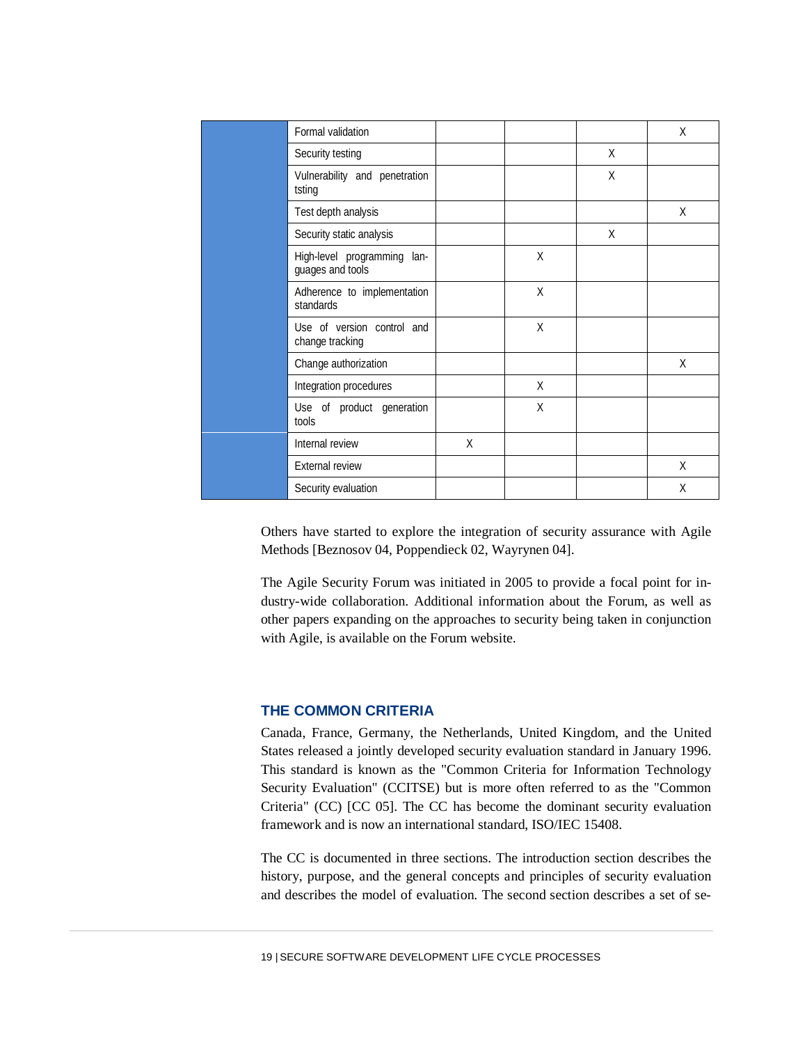| | | | | | |
|---|---|---|---|---|---|
| | Formal validation | | | | X |
| | Security testing | | | X | |
| | Vulnerability and penetration tsting | | | X | |
| | Test depth analysis | | | | X |
| | Security static analysis | | | X | |
| | High-level programming languages and tools | | X | | |
| | Adherence to implementation standards | | X | | |
| | Use of version control and change tracking | | X | | |
| | Change authorization | | | | X |
| | Integration procedures | | X | | |
| | Use of product generation tools | | X | | |
| | Internal review | X | | | |
| | External review | | | | X |
| | Security evaluation | | | | X |

Others have started to explore the integration of security assurance with Agile Methods [Beznosov 04, Poppendieck 02, Wayrynen 04].

The Agile Security Forum was initiated in 2005 to provide a focal point for industry-wide collaboration. Additional information about the Forum, as well as other papers expanding on the approaches to security being taken in conjunction with Agile, is available on the Forum website.

## THE COMMON CRITERIA

Canada, France, Germany, the Netherlands, United Kingdom, and the United States released a jointly developed security evaluation standard in January 1996. This standard is known as the "Common Criteria for Information Technology Security Evaluation" (CCITSE) but is more often referred to as the "Common Criteria" (CC) [CC 05]. The CC has become the dominant security evaluation framework and is now an international standard, ISO/IEC 15408.

The CC is documented in three sections. The introduction section describes the history, purpose, and the general concepts and principles of security evaluation and describes the model of evaluation. The second section describes a set of se-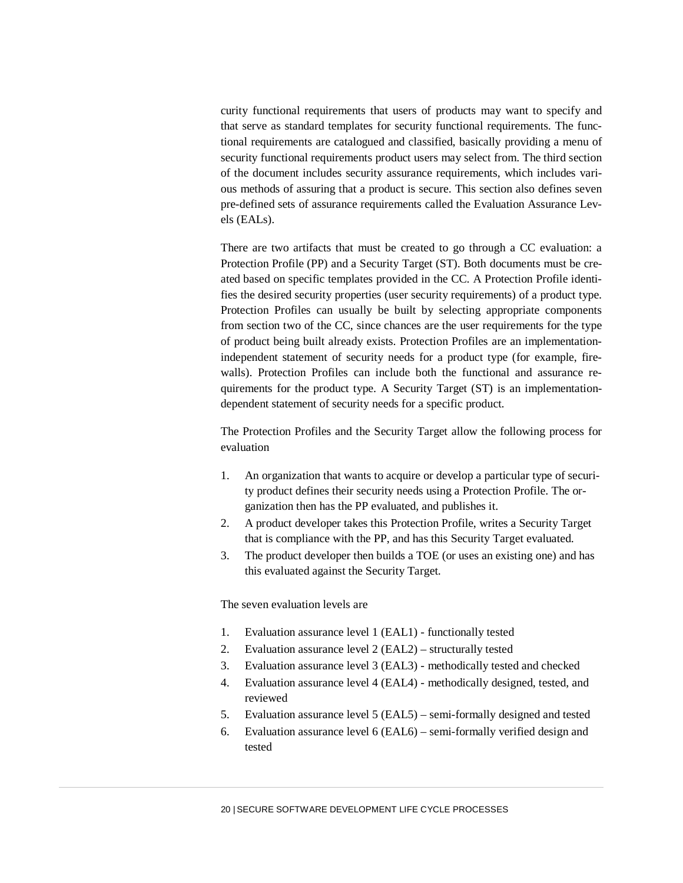curity functional requirements that users of products may want to specify and that serve as standard templates for security functional requirements. The functional requirements are catalogued and classified, basically providing a menu of security functional requirements product users may select from. The third section of the document includes security assurance requirements, which includes various methods of assuring that a product is secure. This section also defines seven pre-defined sets of assurance requirements called the Evaluation Assurance Levels (EALs).

There are two artifacts that must be created to go through a CC evaluation: a Protection Profile (PP) and a Security Target (ST). Both documents must be created based on specific templates provided in the CC. A Protection Profile identifies the desired security properties (user security requirements) of a product type. Protection Profiles can usually be built by selecting appropriate components from section two of the CC, since chances are the user requirements for the type of product being built already exists. Protection Profiles are an implementation-independent statement of security needs for a product type (for example, firewalls). Protection Profiles can include both the functional and assurance requirements for the product type. A Security Target (ST) is an implementation-dependent statement of security needs for a specific product.

The Protection Profiles and the Security Target allow the following process for evaluation

1. An organization that wants to acquire or develop a particular type of security product defines their security needs using a Protection Profile. The organization then has the PP evaluated, and publishes it.
2. A product developer takes this Protection Profile, writes a Security Target that is compliance with the PP, and has this Security Target evaluated.
3. The product developer then builds a TOE (or uses an existing one) and has this evaluated against the Security Target.

The seven evaluation levels are

1. Evaluation assurance level 1 (EAL1) - functionally tested
2. Evaluation assurance level 2 (EAL2) – structurally tested
3. Evaluation assurance level 3 (EAL3) - methodically tested and checked
4. Evaluation assurance level 4 (EAL4) - methodically designed, tested, and reviewed
5. Evaluation assurance level 5 (EAL5) – semi-formally designed and tested
6. Evaluation assurance level 6 (EAL6) – semi-formally verified design and tested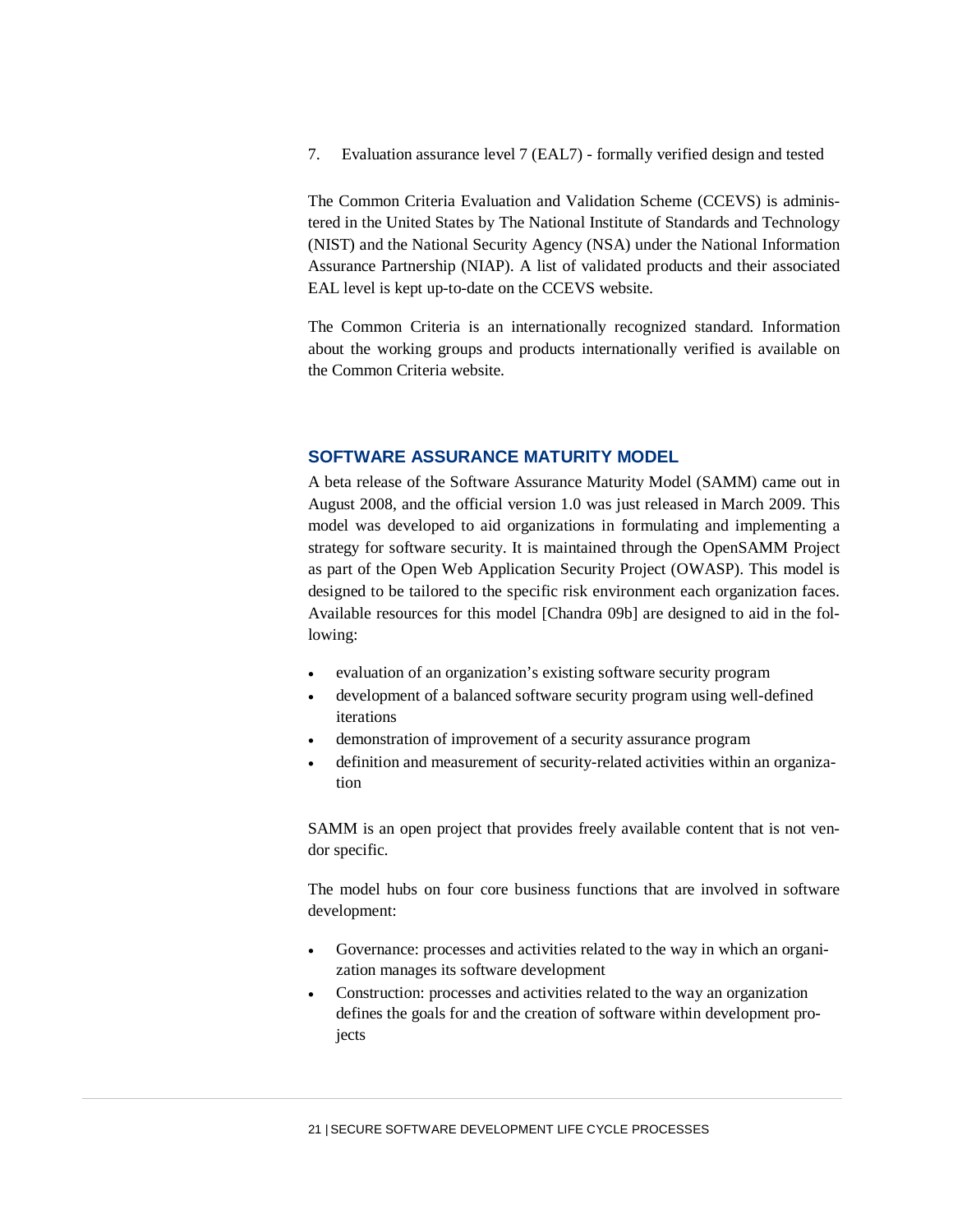7. Evaluation assurance level 7 (EAL7) - formally verified design and tested

The Common Criteria Evaluation and Validation Scheme (CCEVS) is administered in the United States by The National Institute of Standards and Technology (NIST) and the National Security Agency (NSA) under the National Information Assurance Partnership (NIAP). A list of validated products and their associated EAL level is kept up-to-date on the CCEVS website.

The Common Criteria is an internationally recognized standard. Information about the working groups and products internationally verified is available on the Common Criteria website.

## SOFTWARE ASSURANCE MATURITY MODEL

A beta release of the Software Assurance Maturity Model (SAMM) came out in August 2008, and the official version 1.0 was just released in March 2009. This model was developed to aid organizations in formulating and implementing a strategy for software security. It is maintained through the OpenSAMM Project as part of the Open Web Application Security Project (OWASP). This model is designed to be tailored to the specific risk environment each organization faces. Available resources for this model [Chandra 09b] are designed to aid in the following:

- evaluation of an organization's existing software security program
- development of a balanced software security program using well-defined iterations
- demonstration of improvement of a security assurance program
- definition and measurement of security-related activities within an organization

SAMM is an open project that provides freely available content that is not vendor specific.

The model hubs on four core business functions that are involved in software development:

- Governance: processes and activities related to the way in which an organization manages its software development
- Construction: processes and activities related to the way an organization defines the goals for and the creation of software within development projects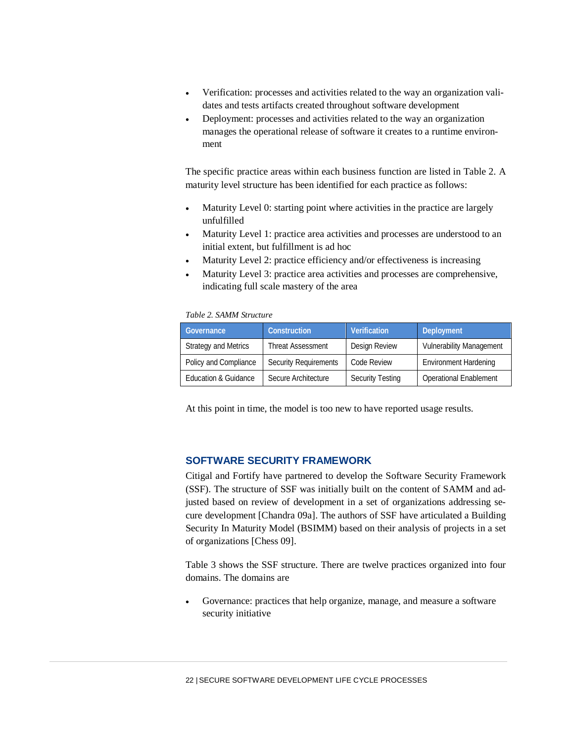- Verification: processes and activities related to the way an organization validates and tests artifacts created throughout software development
- Deployment: processes and activities related to the way an organization manages the operational release of software it creates to a runtime environment

The specific practice areas within each business function are listed in Table 2. A maturity level structure has been identified for each practice as follows:

- Maturity Level 0: starting point where activities in the practice are largely unfulfilled
- Maturity Level 1: practice area activities and processes are understood to an initial extent, but fulfillment is ad hoc
- Maturity Level 2: practice efficiency and/or effectiveness is increasing
- Maturity Level 3: practice area activities and processes are comprehensive, indicating full scale mastery of the area

*Table 2. SAMM Structure*

| Governance | Construction | Verification | Deployment |
|---|---|---|---|
| Strategy and Metrics | Threat Assessment | Design Review | Vulnerability Management |
| Policy and Compliance | Security Requirements | Code Review | Environment Hardening |
| Education & Guidance | Secure Architecture | Security Testing | Operational Enablement |

At this point in time, the model is too new to have reported usage results.

## SOFTWARE SECURITY FRAMEWORK

Citigal and Fortify have partnered to develop the Software Security Framework (SSF). The structure of SSF was initially built on the content of SAMM and adjusted based on review of development in a set of organizations addressing secure development [Chandra 09a]. The authors of SSF have articulated a Building Security In Maturity Model (BSIMM) based on their analysis of projects in a set of organizations [Chess 09].

Table 3 shows the SSF structure. There are twelve practices organized into four domains. The domains are

- Governance: practices that help organize, manage, and measure a software security initiative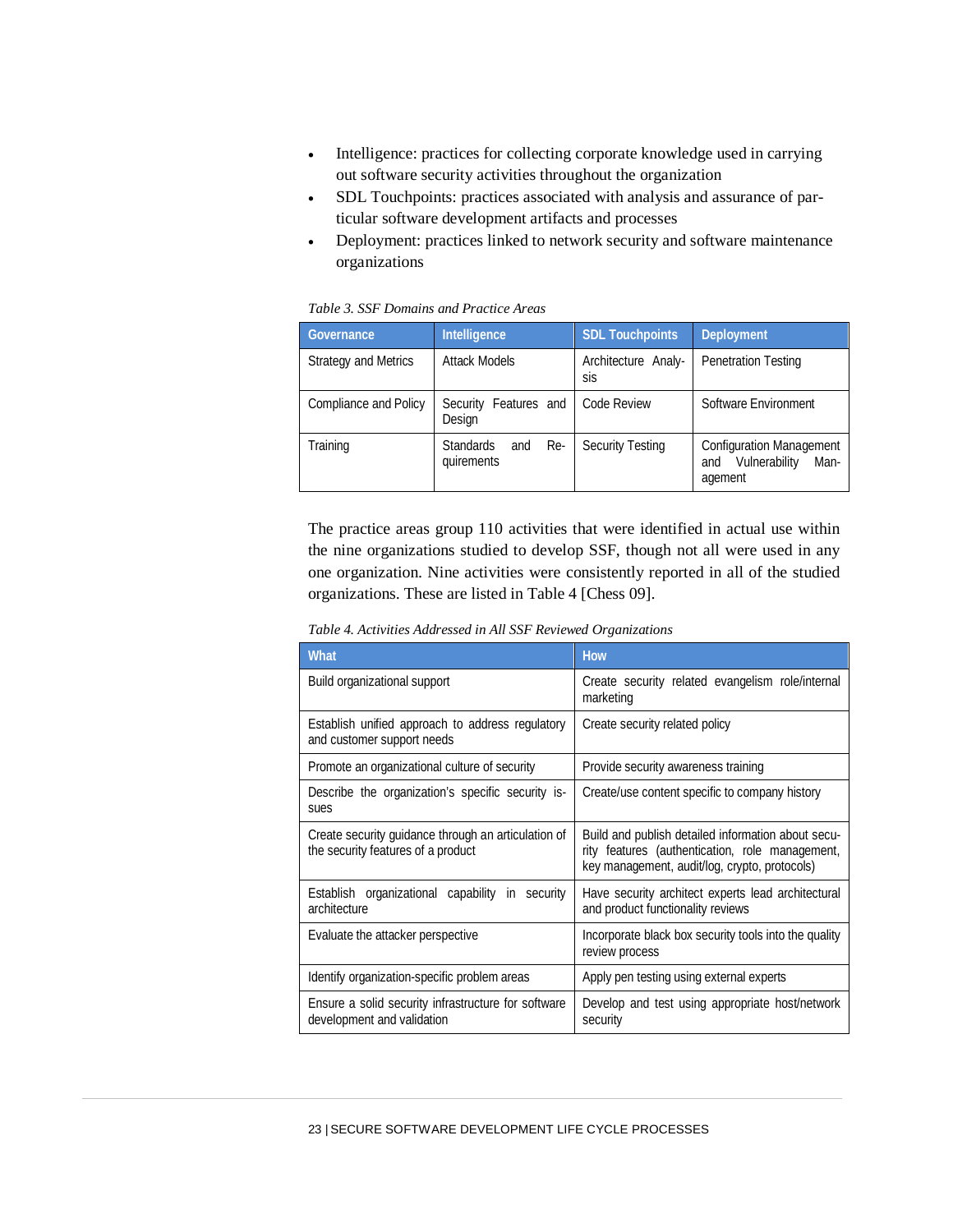- Intelligence: practices for collecting corporate knowledge used in carrying out software security activities throughout the organization
- SDL Touchpoints: practices associated with analysis and assurance of particular software development artifacts and processes
- Deployment: practices linked to network security and software maintenance organizations

*Table 3. SSF Domains and Practice Areas*

| Governance | Intelligence | SDL Touchpoints | Deployment |
| --- | --- | --- | --- |
| Strategy and Metrics | Attack Models | Architecture Analysis | Penetration Testing |
| Compliance and Policy | Security Features and Design | Code Review | Software Environment |
| Training | Standards and Requirements | Security Testing | Configuration Management and Vulnerability Management |

The practice areas group 110 activities that were identified in actual use within the nine organizations studied to develop SSF, though not all were used in any one organization. Nine activities were consistently reported in all of the studied organizations. These are listed in Table 4 [Chess 09].

*Table 4. Activities Addressed in All SSF Reviewed Organizations*

| What | How |
| --- | --- |
| Build organizational support | Create security related evangelism role/internal marketing |
| Establish unified approach to address regulatory and customer support needs | Create security related policy |
| Promote an organizational culture of security | Provide security awareness training |
| Describe the organization's specific security issues | Create/use content specific to company history |
| Create security guidance through an articulation of the security features of a product | Build and publish detailed information about security features (authentication, role management, key management, audit/log, crypto, protocols) |
| Establish organizational capability in security architecture | Have security architect experts lead architectural and product functionality reviews |
| Evaluate the attacker perspective | Incorporate black box security tools into the quality review process |
| Identify organization-specific problem areas | Apply pen testing using external experts |
| Ensure a solid security infrastructure for software development and validation | Develop and test using appropriate host/network security |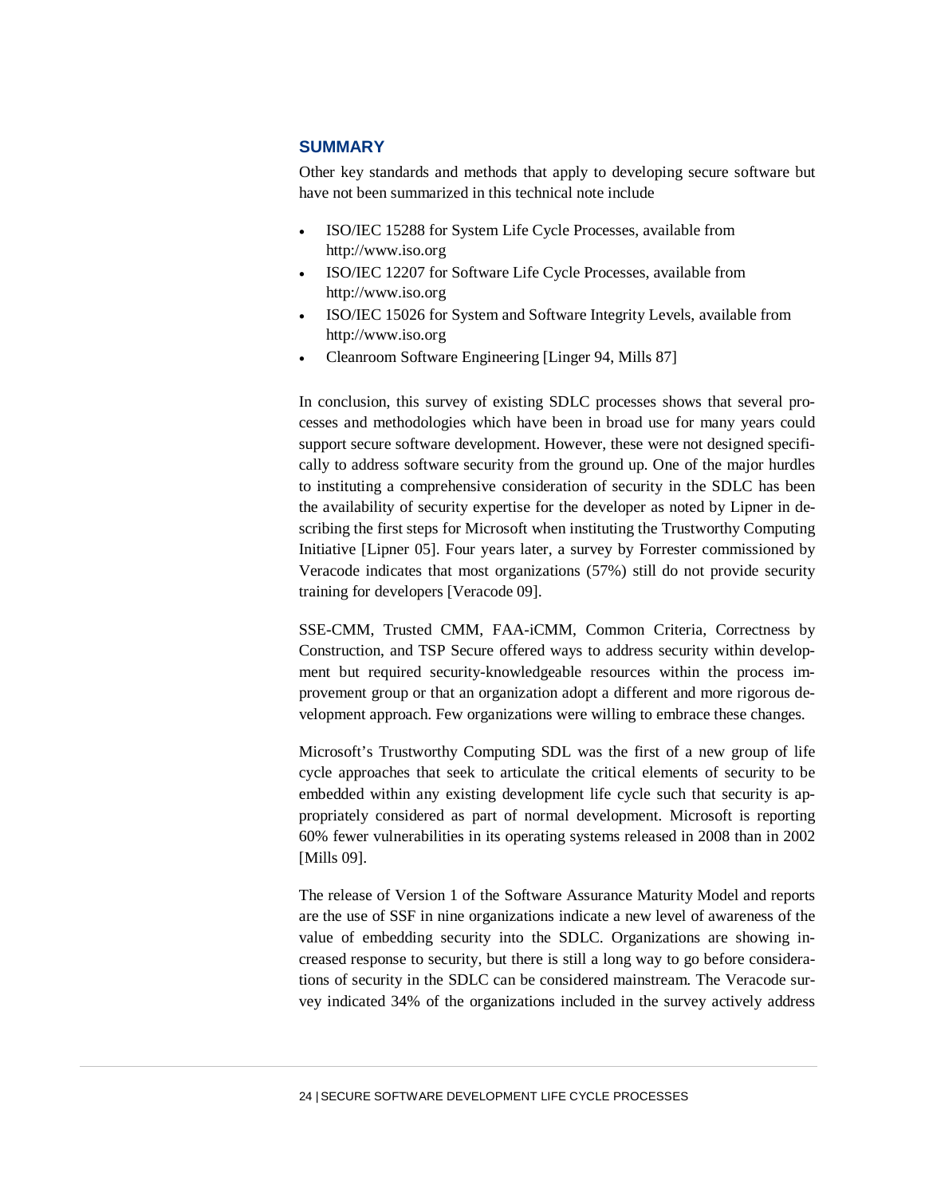## SUMMARY

Other key standards and methods that apply to developing secure software but have not been summarized in this technical note include

- ISO/IEC 15288 for System Life Cycle Processes, available from http://www.iso.org
- ISO/IEC 12207 for Software Life Cycle Processes, available from http://www.iso.org
- ISO/IEC 15026 for System and Software Integrity Levels, available from http://www.iso.org
- Cleanroom Software Engineering [Linger 94, Mills 87]

In conclusion, this survey of existing SDLC processes shows that several processes and methodologies which have been in broad use for many years could support secure software development. However, these were not designed specifically to address software security from the ground up. One of the major hurdles to instituting a comprehensive consideration of security in the SDLC has been the availability of security expertise for the developer as noted by Lipner in describing the first steps for Microsoft when instituting the Trustworthy Computing Initiative [Lipner 05]. Four years later, a survey by Forrester commissioned by Veracode indicates that most organizations (57%) still do not provide security training for developers [Veracode 09].

SSE-CMM, Trusted CMM, FAA-iCMM, Common Criteria, Correctness by Construction, and TSP Secure offered ways to address security within development but required security-knowledgeable resources within the process improvement group or that an organization adopt a different and more rigorous development approach. Few organizations were willing to embrace these changes.

Microsoft's Trustworthy Computing SDL was the first of a new group of life cycle approaches that seek to articulate the critical elements of security to be embedded within any existing development life cycle such that security is appropriately considered as part of normal development. Microsoft is reporting 60% fewer vulnerabilities in its operating systems released in 2008 than in 2002 [Mills 09].

The release of Version 1 of the Software Assurance Maturity Model and reports are the use of SSF in nine organizations indicate a new level of awareness of the value of embedding security into the SDLC. Organizations are showing increased response to security, but there is still a long way to go before considerations of security in the SDLC can be considered mainstream. The Veracode survey indicated 34% of the organizations included in the survey actively address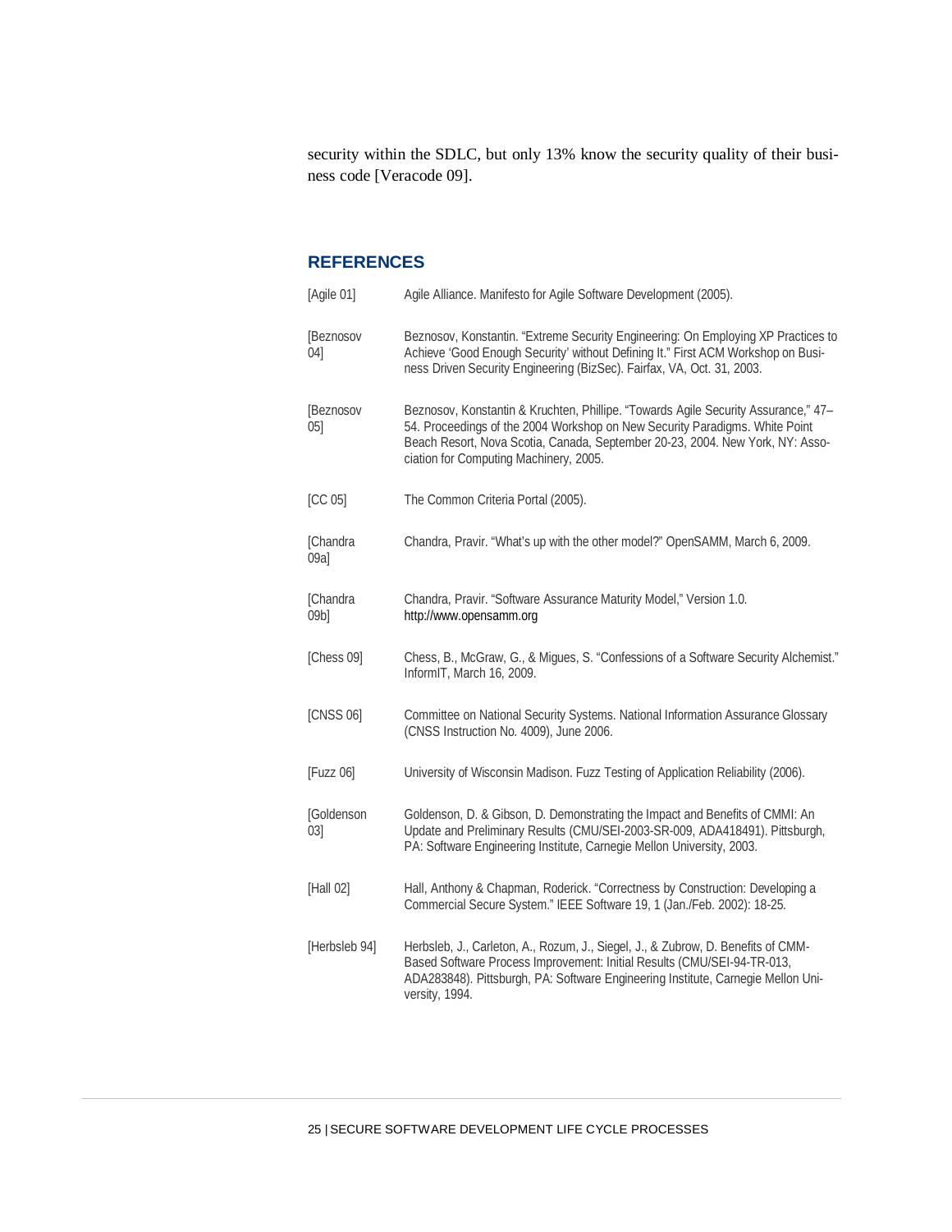security within the SDLC, but only 13% know the security quality of their business code [Veracode 09].

## REFERENCES

[Agile 01] Agile Alliance. Manifesto for Agile Software Development (2005).

[Beznosov 04] Beznosov, Konstantin. "Extreme Security Engineering: On Employing XP Practices to Achieve 'Good Enough Security' without Defining It." First ACM Workshop on Business Driven Security Engineering (BizSec). Fairfax, VA, Oct. 31, 2003.

[Beznosov 05] Beznosov, Konstantin & Kruchten, Phillipe. "Towards Agile Security Assurance," 47–54. Proceedings of the 2004 Workshop on New Security Paradigms. White Point Beach Resort, Nova Scotia, Canada, September 20-23, 2004. New York, NY: Association for Computing Machinery, 2005.

[CC 05] The Common Criteria Portal (2005).

[Chandra 09a] Chandra, Pravir. "What's up with the other model?" OpenSAMM, March 6, 2009.

[Chandra 09b] Chandra, Pravir. "Software Assurance Maturity Model," Version 1.0. http://www.opensamm.org

[Chess 09] Chess, B., McGraw, G., & Migues, S. "Confessions of a Software Security Alchemist." InformIT, March 16, 2009.

[CNSS 06] Committee on National Security Systems. National Information Assurance Glossary (CNSS Instruction No. 4009), June 2006.

[Fuzz 06] University of Wisconsin Madison. Fuzz Testing of Application Reliability (2006).

[Goldenson 03] Goldenson, D. & Gibson, D. Demonstrating the Impact and Benefits of CMMI: An Update and Preliminary Results (CMU/SEI-2003-SR-009, ADA418491). Pittsburgh, PA: Software Engineering Institute, Carnegie Mellon University, 2003.

[Hall 02] Hall, Anthony & Chapman, Roderick. "Correctness by Construction: Developing a Commercial Secure System." IEEE Software 19, 1 (Jan./Feb. 2002): 18-25.

[Herbsleb 94] Herbsleb, J., Carleton, A., Rozum, J., Siegel, J., & Zubrow, D. Benefits of CMM-Based Software Process Improvement: Initial Results (CMU/SEI-94-TR-013, ADA283848). Pittsburgh, PA: Software Engineering Institute, Carnegie Mellon University, 1994.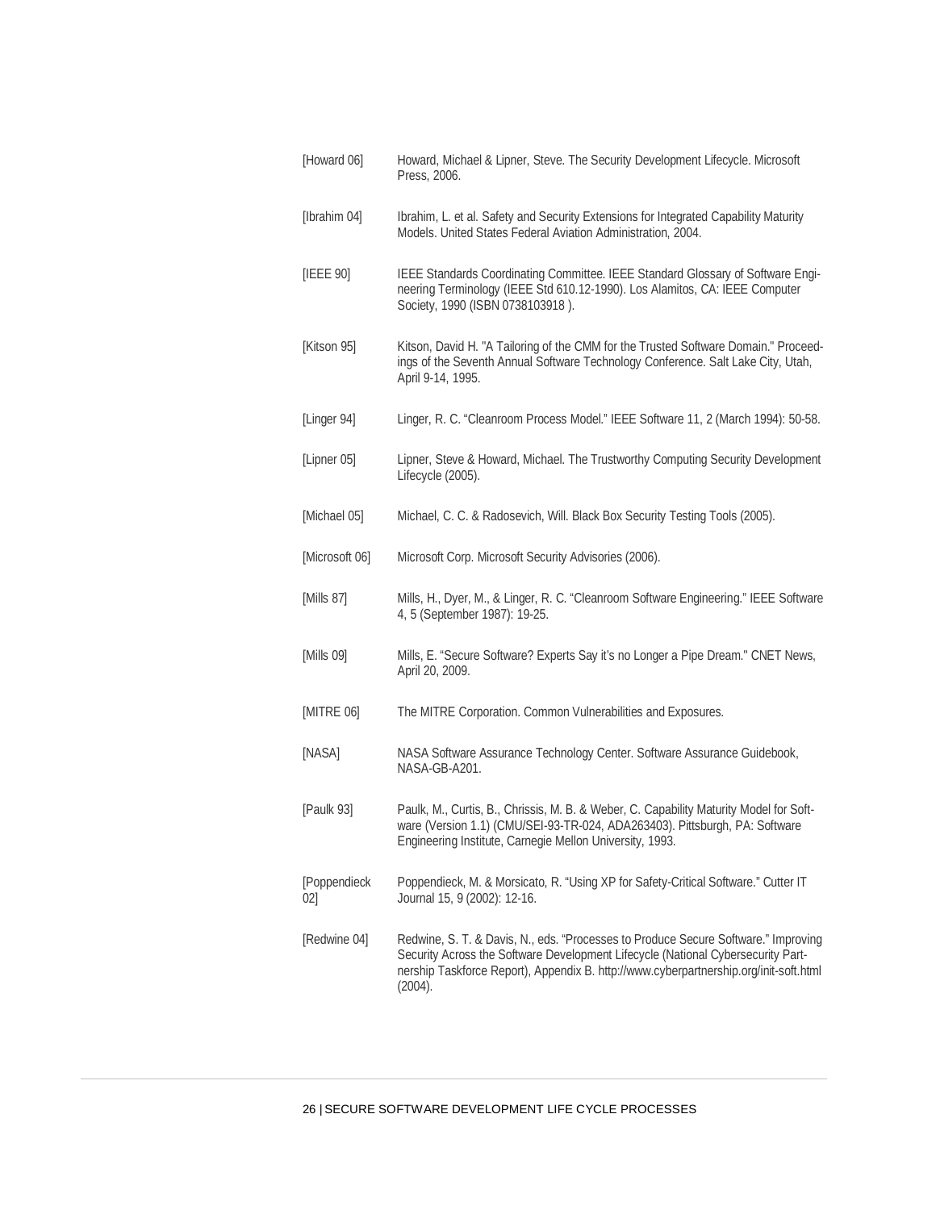[Howard 06] Howard, Michael & Lipner, Steve. The Security Development Lifecycle. Microsoft Press, 2006.

[Ibrahim 04] Ibrahim, L. et al. Safety and Security Extensions for Integrated Capability Maturity Models. United States Federal Aviation Administration, 2004.

[IEEE 90] IEEE Standards Coordinating Committee. IEEE Standard Glossary of Software Engineering Terminology (IEEE Std 610.12-1990). Los Alamitos, CA: IEEE Computer Society, 1990 (ISBN 0738103918 ).

[Kitson 95] Kitson, David H. "A Tailoring of the CMM for the Trusted Software Domain." Proceedings of the Seventh Annual Software Technology Conference. Salt Lake City, Utah, April 9-14, 1995.

[Linger 94] Linger, R. C. "Cleanroom Process Model." IEEE Software 11, 2 (March 1994): 50-58.

[Lipner 05] Lipner, Steve & Howard, Michael. The Trustworthy Computing Security Development Lifecycle (2005).

[Michael 05] Michael, C. C. & Radosevich, Will. Black Box Security Testing Tools (2005).

[Microsoft 06] Microsoft Corp. Microsoft Security Advisories (2006).

[Mills 87] Mills, H., Dyer, M., & Linger, R. C. "Cleanroom Software Engineering." IEEE Software 4, 5 (September 1987): 19-25.

[Mills 09] Mills, E. "Secure Software? Experts Say it's no Longer a Pipe Dream." CNET News, April 20, 2009.

[MITRE 06] The MITRE Corporation. Common Vulnerabilities and Exposures.

[NASA] NASA Software Assurance Technology Center. Software Assurance Guidebook, NASA-GB-A201.

[Paulk 93] Paulk, M., Curtis, B., Chrissis, M. B. & Weber, C. Capability Maturity Model for Software (Version 1.1) (CMU/SEI-93-TR-024, ADA263403). Pittsburgh, PA: Software Engineering Institute, Carnegie Mellon University, 1993.

[Poppendieck 02] Poppendieck, M. & Morsicato, R. "Using XP for Safety-Critical Software." Cutter IT Journal 15, 9 (2002): 12-16.

[Redwine 04] Redwine, S. T. & Davis, N., eds. "Processes to Produce Secure Software." Improving Security Across the Software Development Lifecycle (National Cybersecurity Partnership Taskforce Report), Appendix B. http://www.cyberpartnership.org/init-soft.html (2004).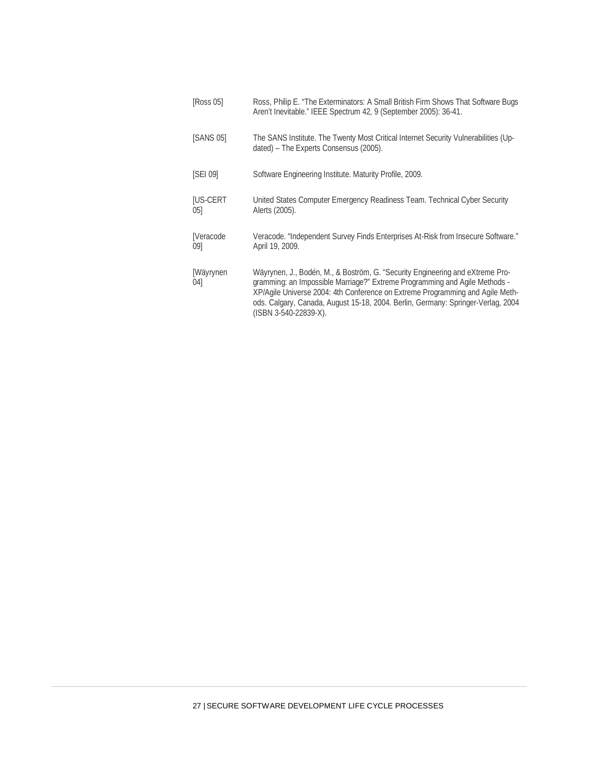| | |
|---|---|
| [Ross 05] | Ross, Philip E. "The Exterminators: A Small British Firm Shows That Software Bugs Aren't Inevitable." IEEE Spectrum 42, 9 (September 2005): 36-41. |
| [SANS 05] | The SANS Institute. The Twenty Most Critical Internet Security Vulnerabilities (Updated) – The Experts Consensus (2005). |
| [SEI 09] | Software Engineering Institute. Maturity Profile, 2009. |
| [US-CERT 05] | United States Computer Emergency Readiness Team. Technical Cyber Security Alerts (2005). |
| [Veracode 09] | Veracode. "Independent Survey Finds Enterprises At-Risk from Insecure Software." April 19, 2009. |
| [Wäyrynen 04] | Wäyrynen, J., Bodén, M., & Boström, G. "Security Engineering and eXtreme Programming: an Impossible Marriage?" Extreme Programming and Agile Methods - XP/Agile Universe 2004: 4th Conference on Extreme Programming and Agile Methods. Calgary, Canada, August 15-18, 2004. Berlin, Germany: Springer-Verlag, 2004 (ISBN 3-540-22839-X). |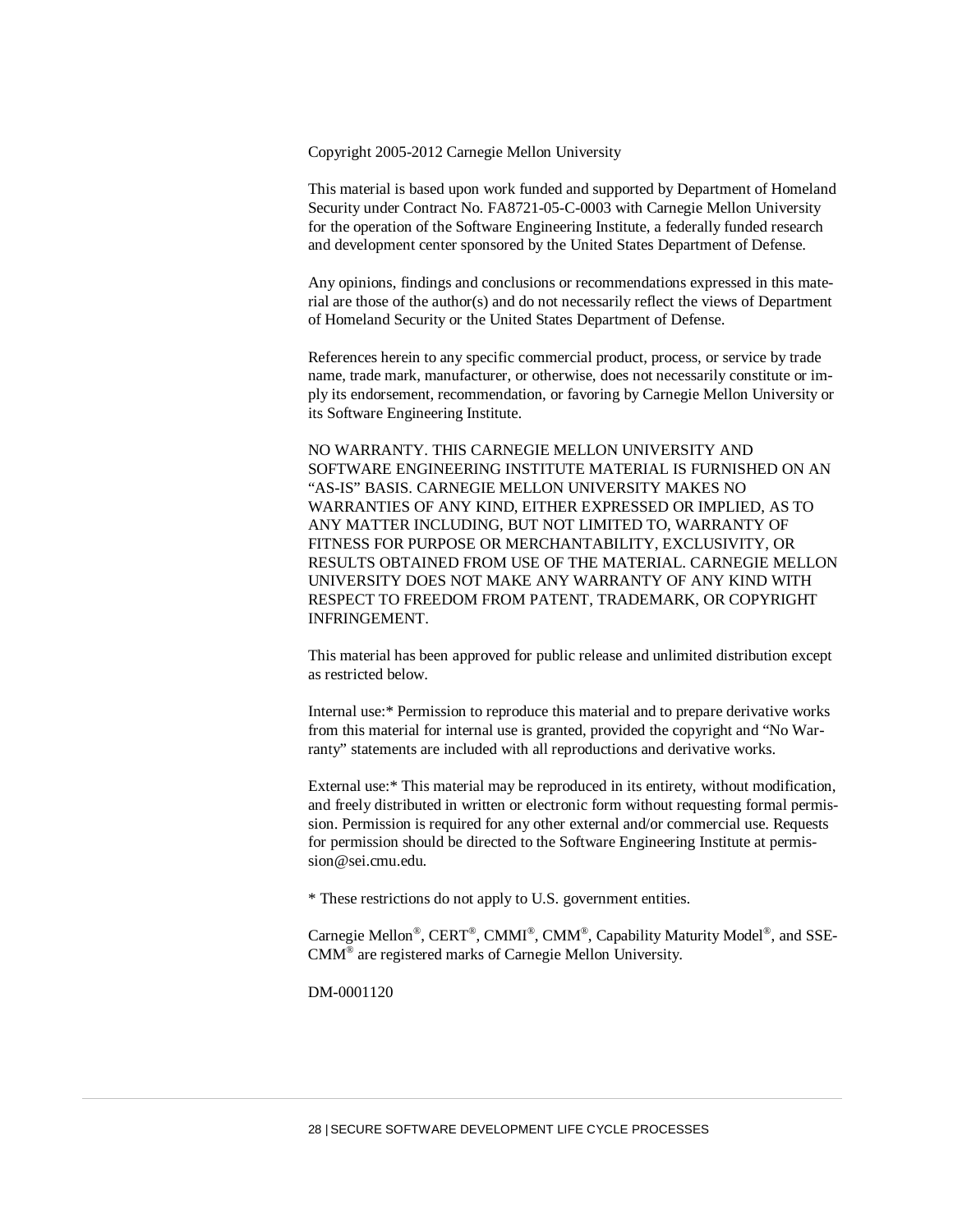Copyright 2005-2012 Carnegie Mellon University

This material is based upon work funded and supported by Department of Homeland Security under Contract No. FA8721-05-C-0003 with Carnegie Mellon University for the operation of the Software Engineering Institute, a federally funded research and development center sponsored by the United States Department of Defense.

Any opinions, findings and conclusions or recommendations expressed in this material are those of the author(s) and do not necessarily reflect the views of Department of Homeland Security or the United States Department of Defense.

References herein to any specific commercial product, process, or service by trade name, trade mark, manufacturer, or otherwise, does not necessarily constitute or imply its endorsement, recommendation, or favoring by Carnegie Mellon University or its Software Engineering Institute.

NO WARRANTY. THIS CARNEGIE MELLON UNIVERSITY AND SOFTWARE ENGINEERING INSTITUTE MATERIAL IS FURNISHED ON AN "AS-IS" BASIS. CARNEGIE MELLON UNIVERSITY MAKES NO WARRANTIES OF ANY KIND, EITHER EXPRESSED OR IMPLIED, AS TO ANY MATTER INCLUDING, BUT NOT LIMITED TO, WARRANTY OF FITNESS FOR PURPOSE OR MERCHANTABILITY, EXCLUSIVITY, OR RESULTS OBTAINED FROM USE OF THE MATERIAL. CARNEGIE MELLON UNIVERSITY DOES NOT MAKE ANY WARRANTY OF ANY KIND WITH RESPECT TO FREEDOM FROM PATENT, TRADEMARK, OR COPYRIGHT INFRINGEMENT.

This material has been approved for public release and unlimited distribution except as restricted below.

Internal use:* Permission to reproduce this material and to prepare derivative works from this material for internal use is granted, provided the copyright and "No Warranty" statements are included with all reproductions and derivative works.

External use:* This material may be reproduced in its entirety, without modification, and freely distributed in written or electronic form without requesting formal permission. Permission is required for any other external and/or commercial use. Requests for permission should be directed to the Software Engineering Institute at permission@sei.cmu.edu.

* These restrictions do not apply to U.S. government entities.

Carnegie Mellon®, CERT®, CMMI®, CMM®, Capability Maturity Model®, and SSE-CMM® are registered marks of Carnegie Mellon University.

DM-0001120